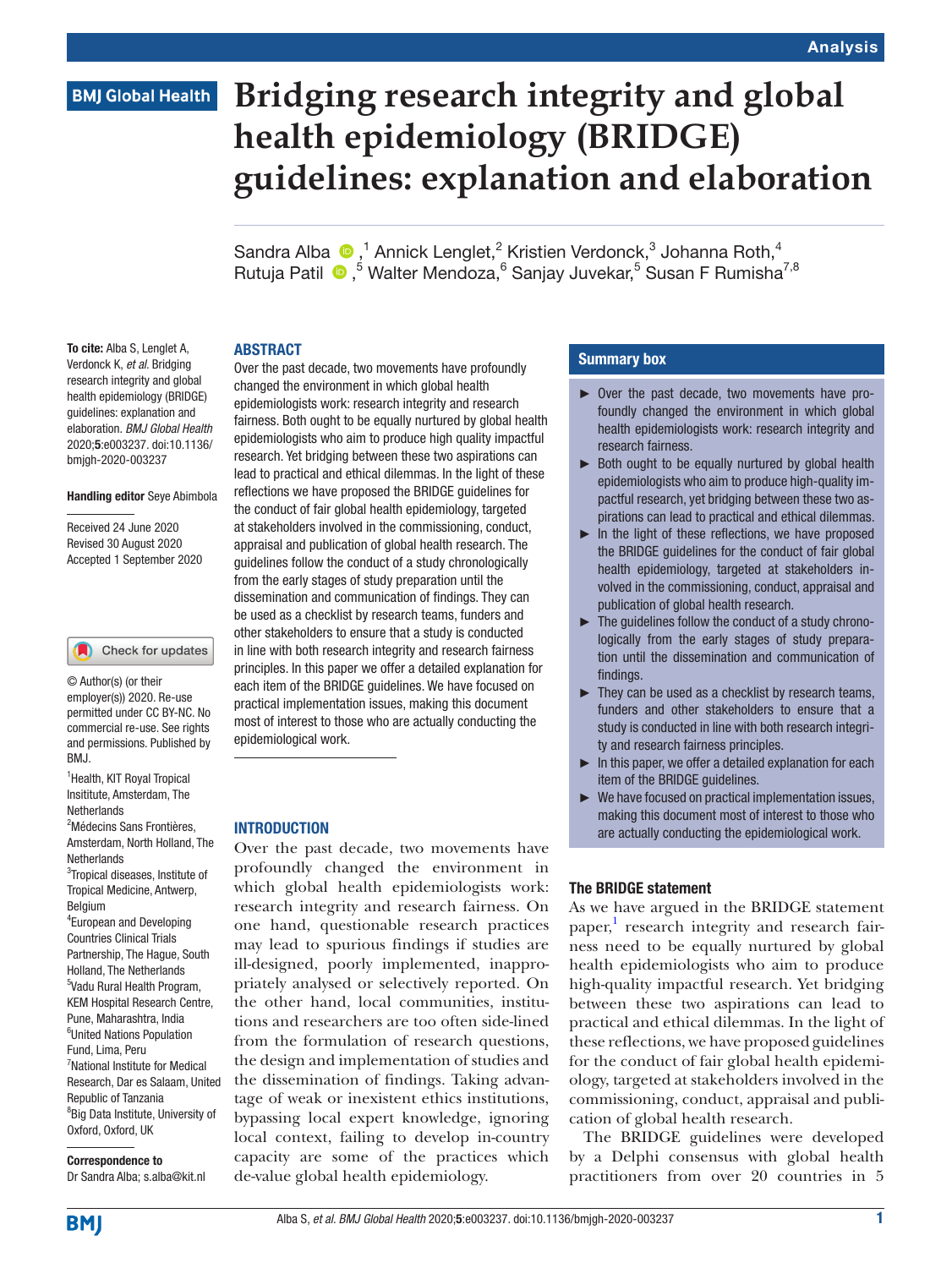Analysis

BMJ Global Health

# Bridging research integrity and global health epidemiology (BRIDGE) guidelines: explanation and elaboration

Sandra Alba,[1] Annick Lenglet,[2] Kristien Verdonck,[3] Johanna Roth,[4] Rutuja Patil,[5] Walter Mendoza,[6] Sanjay Juvekar,[5] Susan F Rumisha[7,8]

**To cite:** Alba S, Lenglet A, Verdonck K, *et al*. Bridging research integrity and global health epidemiology (BRIDGE) guidelines: explanation and elaboration. *BMJ Global Health* 2020;**5**:e003237. doi:10.1136/bmjgh-2020-003237

**Handling editor** Seye Abimbola

Received 24 June 2020
Revised 30 August 2020
Accepted 1 September 2020

© Author(s) (or their employer(s)) 2020. Re-use permitted under CC BY-NC. No commercial re-use. See rights and permissions. Published by BMJ.

[1]Health, KIT Royal Tropical Insititute, Amsterdam, The Netherlands
[2]Médecins Sans Frontières, Amsterdam, North Holland, The Netherlands
[3]Tropical diseases, Institute of Tropical Medicine, Antwerp, Belgium
[4]European and Developing Countries Clinical Trials Partnership, The Hague, South Holland, The Netherlands
[5]Vadu Rural Health Program, KEM Hospital Research Centre, Pune, Maharashtra, India
[6]United Nations Population Fund, Lima, Peru
[7]National Institute for Medical Research, Dar es Salaam, United Republic of Tanzania
[8]Big Data Institute, University of Oxford, Oxford, UK

**Correspondence to**
Dr Sandra Alba; s.alba@kit.nl

## ABSTRACT

Over the past decade, two movements have profoundly changed the environment in which global health epidemiologists work: research integrity and research fairness. Both ought to be equally nurtured by global health epidemiologists who aim to produce high quality impactful research. Yet bridging between these two aspirations can lead to practical and ethical dilemmas. In the light of these reflections we have proposed the BRIDGE guidelines for the conduct of fair global health epidemiology, targeted at stakeholders involved in the commissioning, conduct, appraisal and publication of global health research. The guidelines follow the conduct of a study chronologically from the early stages of study preparation until the dissemination and communication of findings. They can be used as a checklist by research teams, funders and other stakeholders to ensure that a study is conducted in line with both research integrity and research fairness principles. In this paper we offer a detailed explanation for each item of the BRIDGE guidelines. We have focused on practical implementation issues, making this document most of interest to those who are actually conducting the epidemiological work.

### Summary box

- Over the past decade, two movements have profoundly changed the environment in which global health epidemiologists work: research integrity and research fairness.
- Both ought to be equally nurtured by global health epidemiologists who aim to produce high-quality impactful research, yet bridging between these two aspirations can lead to practical and ethical dilemmas.
- In the light of these reflections, we have proposed the BRIDGE guidelines for the conduct of fair global health epidemiology, targeted at stakeholders involved in the commissioning, conduct, appraisal and publication of global health research.
- The guidelines follow the conduct of a study chronologically from the early stages of study preparation until the dissemination and communication of findings.
- They can be used as a checklist by research teams, funders and other stakeholders to ensure that a study is conducted in line with both research integrity and research fairness principles.
- In this paper, we offer a detailed explanation for each item of the BRIDGE guidelines.
- We have focused on practical implementation issues, making this document most of interest to those who are actually conducting the epidemiological work.

## INTRODUCTION

Over the past decade, two movements have profoundly changed the environment in which global health epidemiologists work: research integrity and research fairness. On one hand, questionable research practices may lead to spurious findings if studies are ill-designed, poorly implemented, inappropriately analysed or selectively reported. On the other hand, local communities, institutions and researchers are too often side-lined from the formulation of research questions, the design and implementation of studies and the dissemination of findings. Taking advantage of weak or inexistent ethics institutions, bypassing local expert knowledge, ignoring local context, failing to develop in-country capacity are some of the practices which de-value global health epidemiology.

## The BRIDGE statement

As we have argued in the BRIDGE statement paper,[1] research integrity and research fairness need to be equally nurtured by global health epidemiologists who aim to produce high-quality impactful research. Yet bridging between these two aspirations can lead to practical and ethical dilemmas. In the light of these reflections, we have proposed guidelines for the conduct of fair global health epidemiology, targeted at stakeholders involved in the commissioning, conduct, appraisal and publication of global health research.

The BRIDGE guidelines were developed by a Delphi consensus with global health practitioners from over 20 countries in 5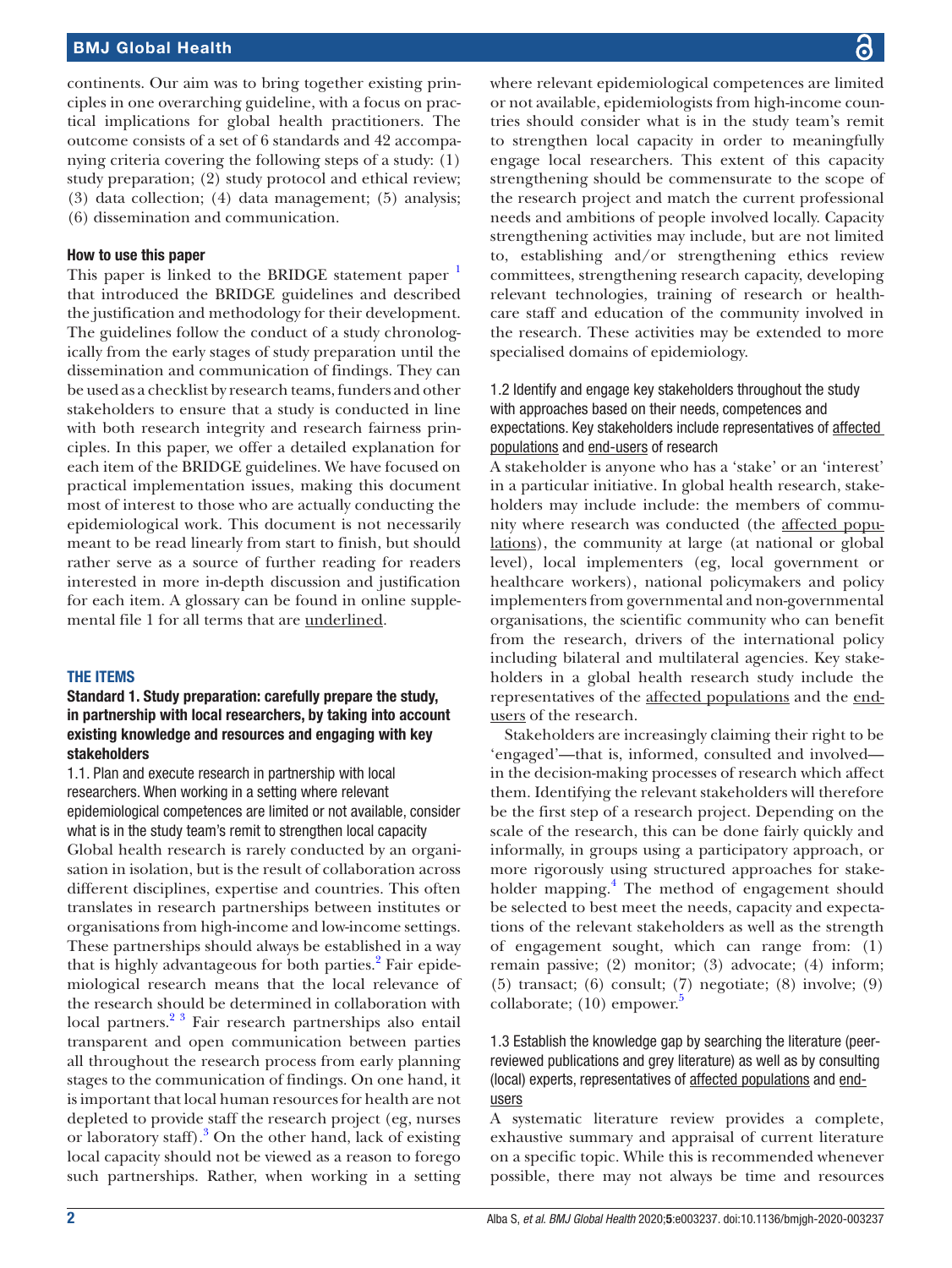continents. Our aim was to bring together existing principles in one overarching guideline, with a focus on practical implications for global health practitioners. The outcome consists of a set of 6 standards and 42 accompanying criteria covering the following steps of a study: (1) study preparation; (2) study protocol and ethical review; (3) data collection; (4) data management; (5) analysis; (6) dissemination and communication.

### How to use this paper

This paper is linked to the BRIDGE statement paper [1] that introduced the BRIDGE guidelines and described the justification and methodology for their development. The guidelines follow the conduct of a study chronologically from the early stages of study preparation until the dissemination and communication of findings. They can be used as a checklist by research teams, funders and other stakeholders to ensure that a study is conducted in line with both research integrity and research fairness principles. In this paper, we offer a detailed explanation for each item of the BRIDGE guidelines. We have focused on practical implementation issues, making this document most of interest to those who are actually conducting the epidemiological work. This document is not necessarily meant to be read linearly from start to finish, but should rather serve as a source of further reading for readers interested in more in-depth discussion and justification for each item. A glossary can be found in online supplemental file 1 for all terms that are underlined.

## THE ITEMS

### Standard 1. Study preparation: carefully prepare the study, in partnership with local researchers, by taking into account existing knowledge and resources and engaging with key stakeholders

#### 1.1. Plan and execute research in partnership with local researchers. When working in a setting where relevant epidemiological competences are limited or not available, consider what is in the study team's remit to strengthen local capacity

Global health research is rarely conducted by an organisation in isolation, but is the result of collaboration across different disciplines, expertise and countries. This often translates in research partnerships between institutes or organisations from high-income and low-income settings. These partnerships should always be established in a way that is highly advantageous for both parties.[2] Fair epidemiological research means that the local relevance of the research should be determined in collaboration with local partners.[2 3] Fair research partnerships also entail transparent and open communication between parties all throughout the research process from early planning stages to the communication of findings. On one hand, it is important that local human resources for health are not depleted to provide staff the research project (eg, nurses or laboratory staff).[3] On the other hand, lack of existing local capacity should not be viewed as a reason to forego such partnerships. Rather, when working in a setting where relevant epidemiological competences are limited or not available, epidemiologists from high-income countries should consider what is in the study team's remit to strengthen local capacity in order to meaningfully engage local researchers. This extent of this capacity strengthening should be commensurate to the scope of the research project and match the current professional needs and ambitions of people involved locally. Capacity strengthening activities may include, but are not limited to, establishing and/or strengthening ethics review committees, strengthening research capacity, developing relevant technologies, training of research or healthcare staff and education of the community involved in the research. These activities may be extended to more specialised domains of epidemiology.

#### 1.2 Identify and engage key stakeholders throughout the study with approaches based on their needs, competences and expectations. Key stakeholders include representatives of affected populations and end-users of research

A stakeholder is anyone who has a 'stake' or an 'interest' in a particular initiative. In global health research, stakeholders may include include: the members of community where research was conducted (the affected populations), the community at large (at national or global level), local implementers (eg, local government or healthcare workers), national policymakers and policy implementers from governmental and non-governmental organisations, the scientific community who can benefit from the research, drivers of the international policy including bilateral and multilateral agencies. Key stakeholders in a global health research study include the representatives of the affected populations and the end-users of the research.

Stakeholders are increasingly claiming their right to be 'engaged'—that is, informed, consulted and involved—in the decision-making processes of research which affect them. Identifying the relevant stakeholders will therefore be the first step of a research project. Depending on the scale of the research, this can be done fairly quickly and informally, in groups using a participatory approach, or more rigorously using structured approaches for stakeholder mapping.[4] The method of engagement should be selected to best meet the needs, capacity and expectations of the relevant stakeholders as well as the strength of engagement sought, which can range from: (1) remain passive; (2) monitor; (3) advocate; (4) inform; (5) transact; (6) consult; (7) negotiate; (8) involve; (9) collaborate; (10) empower.[5]

#### 1.3 Establish the knowledge gap by searching the literature (peer-reviewed publications and grey literature) as well as by consulting (local) experts, representatives of affected populations and end-users

A systematic literature review provides a complete, exhaustive summary and appraisal of current literature on a specific topic. While this is recommended whenever possible, there may not always be time and resources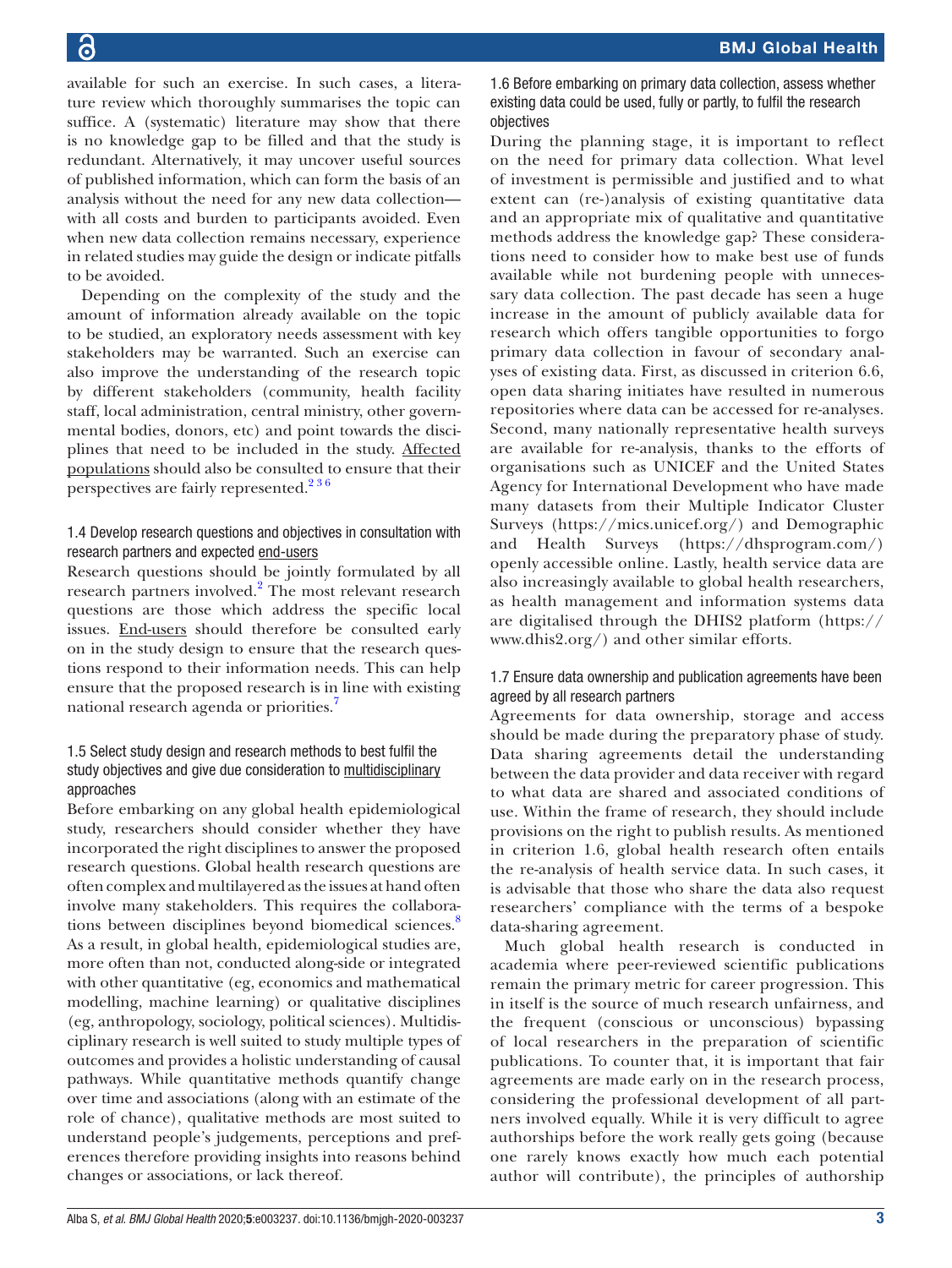available for such an exercise. In such cases, a literature review which thoroughly summarises the topic can suffice. A (systematic) literature may show that there is no knowledge gap to be filled and that the study is redundant. Alternatively, it may uncover useful sources of published information, which can form the basis of an analysis without the need for any new data collection—with all costs and burden to participants avoided. Even when new data collection remains necessary, experience in related studies may guide the design or indicate pitfalls to be avoided.

Depending on the complexity of the study and the amount of information already available on the topic to be studied, an exploratory needs assessment with key stakeholders may be warranted. Such an exercise can also improve the understanding of the research topic by different stakeholders (community, health facility staff, local administration, central ministry, other governmental bodies, donors, etc) and point towards the disciplines that need to be included in the study. Affected populations should also be consulted to ensure that their perspectives are fairly represented.[2 3 6]

### 1.4 Develop research questions and objectives in consultation with research partners and expected end-users

Research questions should be jointly formulated by all research partners involved.[2] The most relevant research questions are those which address the specific local issues. End-users should therefore be consulted early on in the study design to ensure that the research questions respond to their information needs. This can help ensure that the proposed research is in line with existing national research agenda or priorities.[7]

### 1.5 Select study design and research methods to best fulfil the study objectives and give due consideration to multidisciplinary approaches

Before embarking on any global health epidemiological study, researchers should consider whether they have incorporated the right disciplines to answer the proposed research questions. Global health research questions are often complex and multilayered as the issues at hand often involve many stakeholders. This requires the collaborations between disciplines beyond biomedical sciences.[8] As a result, in global health, epidemiological studies are, more often than not, conducted along-side or integrated with other quantitative (eg, economics and mathematical modelling, machine learning) or qualitative disciplines (eg, anthropology, sociology, political sciences). Multidisciplinary research is well suited to study multiple types of outcomes and provides a holistic understanding of causal pathways. While quantitative methods quantify change over time and associations (along with an estimate of the role of chance), qualitative methods are most suited to understand people's judgements, perceptions and preferences therefore providing insights into reasons behind changes or associations, or lack thereof.

### 1.6 Before embarking on primary data collection, assess whether existing data could be used, fully or partly, to fulfil the research objectives

During the planning stage, it is important to reflect on the need for primary data collection. What level of investment is permissible and justified and to what extent can (re-)analysis of existing quantitative data and an appropriate mix of qualitative and quantitative methods address the knowledge gap? These considerations need to consider how to make best use of funds available while not burdening people with unnecessary data collection. The past decade has seen a huge increase in the amount of publicly available data for research which offers tangible opportunities to forgo primary data collection in favour of secondary analyses of existing data. First, as discussed in criterion 6.6, open data sharing initiates have resulted in numerous repositories where data can be accessed for re-analyses. Second, many nationally representative health surveys are available for re-analysis, thanks to the efforts of organisations such as UNICEF and the United States Agency for International Development who have made many datasets from their Multiple Indicator Cluster Surveys (https://mics.unicef.org/) and Demographic and Health Surveys (https://dhsprogram.com/) openly accessible online. Lastly, health service data are also increasingly available to global health researchers, as health management and information systems data are digitalised through the DHIS2 platform (https://www.dhis2.org/) and other similar efforts.

### 1.7 Ensure data ownership and publication agreements have been agreed by all research partners

Agreements for data ownership, storage and access should be made during the preparatory phase of study. Data sharing agreements detail the understanding between the data provider and data receiver with regard to what data are shared and associated conditions of use. Within the frame of research, they should include provisions on the right to publish results. As mentioned in criterion 1.6, global health research often entails the re-analysis of health service data. In such cases, it is advisable that those who share the data also request researchers' compliance with the terms of a bespoke data-sharing agreement.

Much global health research is conducted in academia where peer-reviewed scientific publications remain the primary metric for career progression. This in itself is the source of much research unfairness, and the frequent (conscious or unconscious) bypassing of local researchers in the preparation of scientific publications. To counter that, it is important that fair agreements are made early on in the research process, considering the professional development of all partners involved equally. While it is very difficult to agree authorships before the work really gets going (because one rarely knows exactly how much each potential author will contribute), the principles of authorship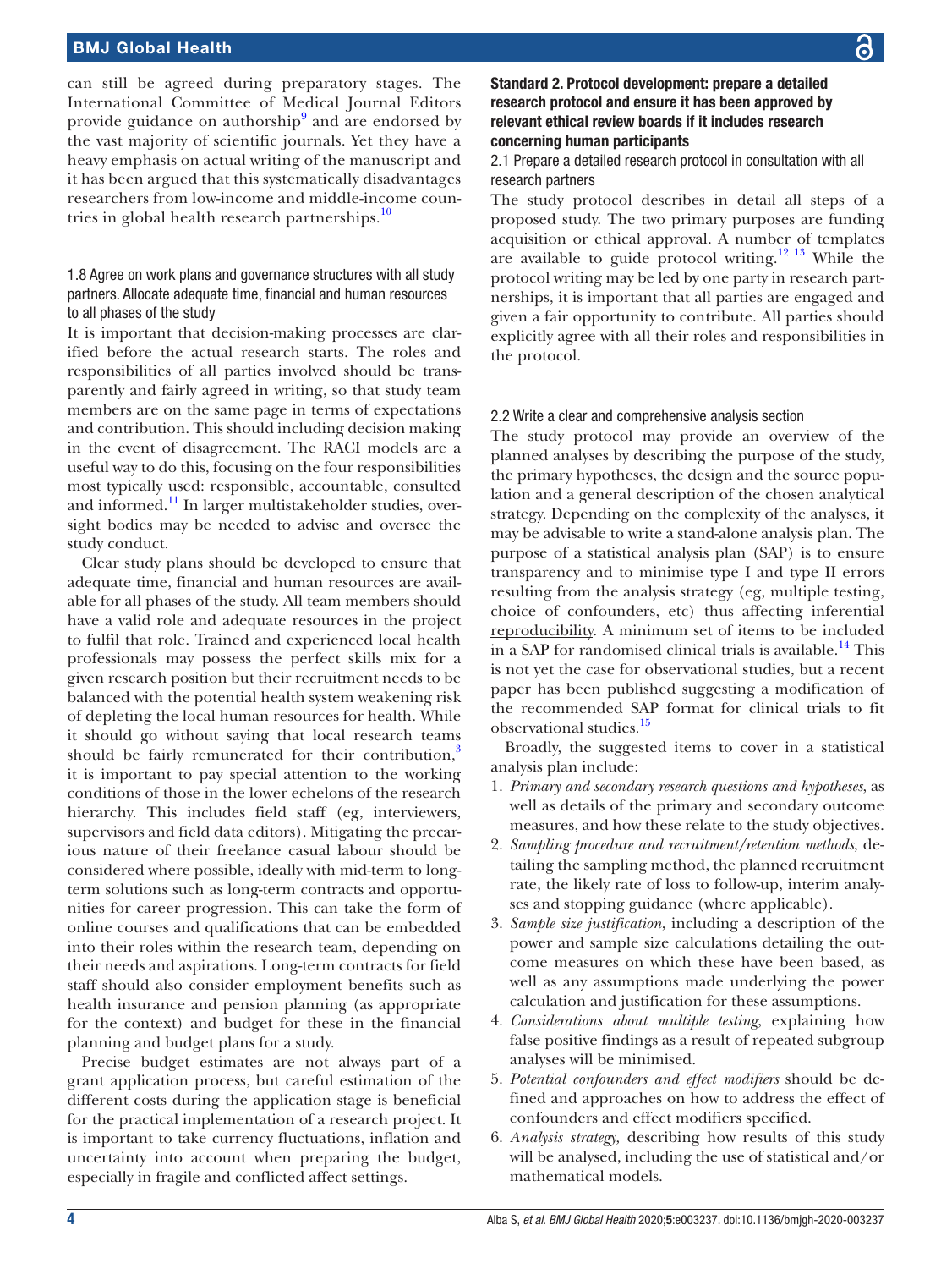can still be agreed during preparatory stages. The International Committee of Medical Journal Editors provide guidance on authorship[9] and are endorsed by the vast majority of scientific journals. Yet they have a heavy emphasis on actual writing of the manuscript and it has been argued that this systematically disadvantages researchers from low-income and middle-income countries in global health research partnerships.[10]

### 1.8 Agree on work plans and governance structures with all study partners. Allocate adequate time, financial and human resources to all phases of the study

It is important that decision-making processes are clarified before the actual research starts. The roles and responsibilities of all parties involved should be transparently and fairly agreed in writing, so that study team members are on the same page in terms of expectations and contribution. This should including decision making in the event of disagreement. The RACI models are a useful way to do this, focusing on the four responsibilities most typically used: responsible, accountable, consulted and informed.[11] In larger multistakeholder studies, oversight bodies may be needed to advise and oversee the study conduct.

Clear study plans should be developed to ensure that adequate time, financial and human resources are available for all phases of the study. All team members should have a valid role and adequate resources in the project to fulfil that role. Trained and experienced local health professionals may possess the perfect skills mix for a given research position but their recruitment needs to be balanced with the potential health system weakening risk of depleting the local human resources for health. While it should go without saying that local research teams should be fairly remunerated for their contribution,[3] it is important to pay special attention to the working conditions of those in the lower echelons of the research hierarchy. This includes field staff (eg, interviewers, supervisors and field data editors). Mitigating the precarious nature of their freelance casual labour should be considered where possible, ideally with mid-term to long-term solutions such as long-term contracts and opportunities for career progression. This can take the form of online courses and qualifications that can be embedded into their roles within the research team, depending on their needs and aspirations. Long-term contracts for field staff should also consider employment benefits such as health insurance and pension planning (as appropriate for the context) and budget for these in the financial planning and budget plans for a study.

Precise budget estimates are not always part of a grant application process, but careful estimation of the different costs during the application stage is beneficial for the practical implementation of a research project. It is important to take currency fluctuations, inflation and uncertainty into account when preparing the budget, especially in fragile and conflicted affect settings.

## Standard 2. Protocol development: prepare a detailed research protocol and ensure it has been approved by relevant ethical review boards if it includes research concerning human participants

### 2.1 Prepare a detailed research protocol in consultation with all research partners

The study protocol describes in detail all steps of a proposed study. The two primary purposes are funding acquisition or ethical approval. A number of templates are available to guide protocol writing.[12,13] While the protocol writing may be led by one party in research partnerships, it is important that all parties are engaged and given a fair opportunity to contribute. All parties should explicitly agree with all their roles and responsibilities in the protocol.

### 2.2 Write a clear and comprehensive analysis section

The study protocol may provide an overview of the planned analyses by describing the purpose of the study, the primary hypotheses, the design and the source population and a general description of the chosen analytical strategy. Depending on the complexity of the analyses, it may be advisable to write a stand-alone analysis plan. The purpose of a statistical analysis plan (SAP) is to ensure transparency and to minimise type I and type II errors resulting from the analysis strategy (eg, multiple testing, choice of confounders, etc) thus affecting inferential reproducibility. A minimum set of items to be included in a SAP for randomised clinical trials is available.[14] This is not yet the case for observational studies, but a recent paper has been published suggesting a modification of the recommended SAP format for clinical trials to fit observational studies.[15]

Broadly, the suggested items to cover in a statistical analysis plan include:

1. *Primary and secondary research questions and hypotheses*, as well as details of the primary and secondary outcome measures, and how these relate to the study objectives.
2. *Sampling procedure and recruitment/retention methods*, detailing the sampling method, the planned recruitment rate, the likely rate of loss to follow-up, interim analyses and stopping guidance (where applicable).
3. *Sample size justification*, including a description of the power and sample size calculations detailing the outcome measures on which these have been based, as well as any assumptions made underlying the power calculation and justification for these assumptions.
4. *Considerations about multiple testing*, explaining how false positive findings as a result of repeated subgroup analyses will be minimised.
5. *Potential confounders and effect modifiers* should be defined and approaches on how to address the effect of confounders and effect modifiers specified.
6. *Analysis strategy,* describing how results of this study will be analysed, including the use of statistical and/or mathematical models.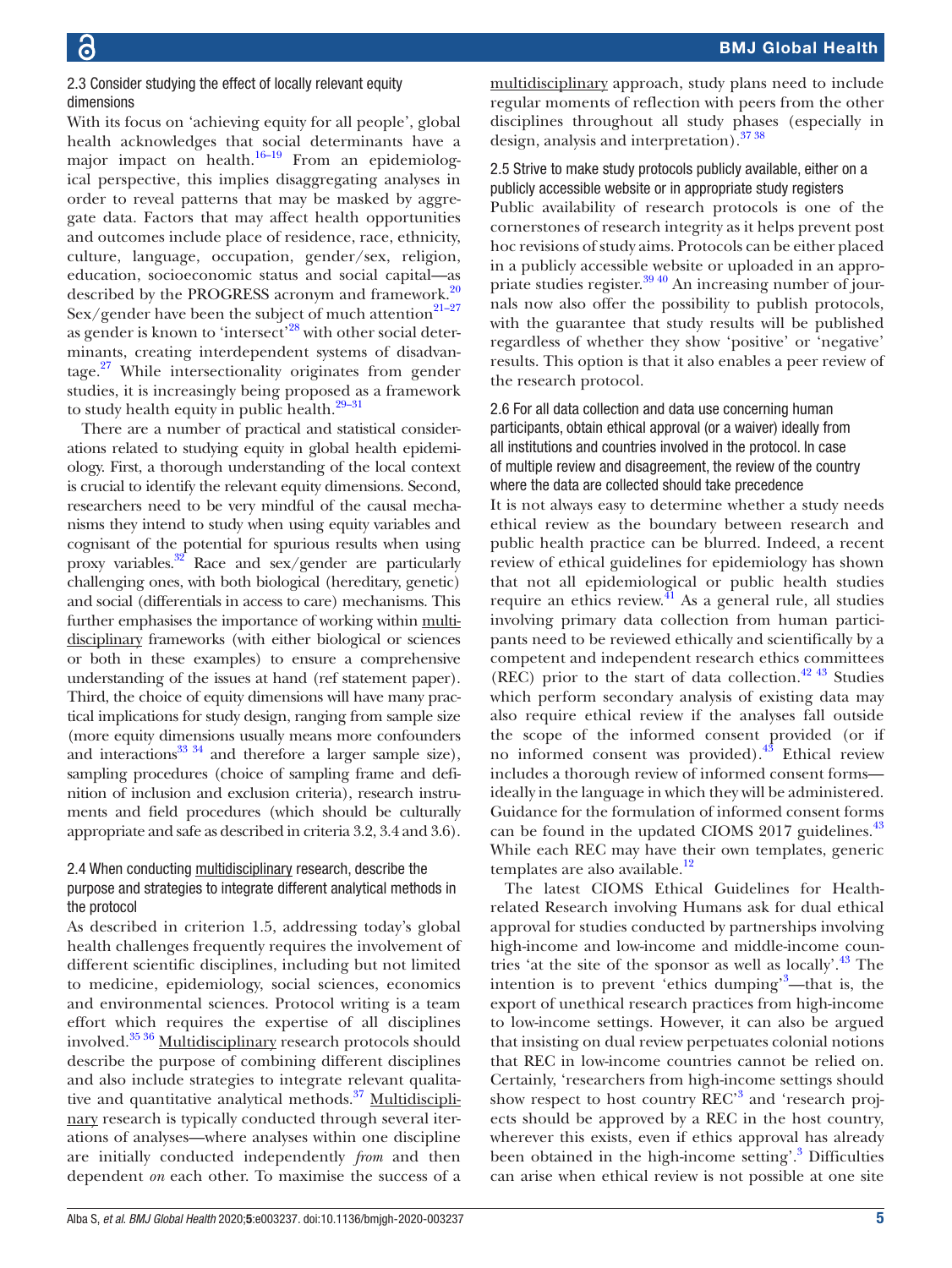### 2.3 Consider studying the effect of locally relevant equity dimensions

With its focus on 'achieving equity for all people', global health acknowledges that social determinants have a major impact on health.[16–19] From an epidemiological perspective, this implies disaggregating analyses in order to reveal patterns that may be masked by aggregate data. Factors that may affect health opportunities and outcomes include place of residence, race, ethnicity, culture, language, occupation, gender/sex, religion, education, socioeconomic status and social capital—as described by the PROGRESS acronym and framework.[20] Sex/gender have been the subject of much attention[21–27] as gender is known to 'intersect'[28] with other social determinants, creating interdependent systems of disadvantage.[27] While intersectionality originates from gender studies, it is increasingly being proposed as a framework to study health equity in public health.[29–31]

There are a number of practical and statistical considerations related to studying equity in global health epidemiology. First, a thorough understanding of the local context is crucial to identify the relevant equity dimensions. Second, researchers need to be very mindful of the causal mechanisms they intend to study when using equity variables and cognisant of the potential for spurious results when using proxy variables.[32] Race and sex/gender are particularly challenging ones, with both biological (hereditary, genetic) and social (differentials in access to care) mechanisms. This further emphasises the importance of working within multidisciplinary frameworks (with either biological or sciences or both in these examples) to ensure a comprehensive understanding of the issues at hand (ref statement paper). Third, the choice of equity dimensions will have many practical implications for study design, ranging from sample size (more equity dimensions usually means more confounders and interactions[33 34] and therefore a larger sample size), sampling procedures (choice of sampling frame and definition of inclusion and exclusion criteria), research instruments and field procedures (which should be culturally appropriate and safe as described in criteria 3.2, 3.4 and 3.6).

### 2.4 When conducting multidisciplinary research, describe the purpose and strategies to integrate different analytical methods in the protocol

As described in criterion 1.5, addressing today's global health challenges frequently requires the involvement of different scientific disciplines, including but not limited to medicine, epidemiology, social sciences, economics and environmental sciences. Protocol writing is a team effort which requires the expertise of all disciplines involved.[35 36] Multidisciplinary research protocols should describe the purpose of combining different disciplines and also include strategies to integrate relevant qualitative and quantitative analytical methods.[37] Multidisciplinary research is typically conducted through several iterations of analyses—where analyses within one discipline are initially conducted independently *from* and then dependent *on* each other. To maximise the success of a multidisciplinary approach, study plans need to include regular moments of reflection with peers from the other disciplines throughout all study phases (especially in design, analysis and interpretation).[37 38]

### 2.5 Strive to make study protocols publicly available, either on a publicly accessible website or in appropriate study registers

Public availability of research protocols is one of the cornerstones of research integrity as it helps prevent post hoc revisions of study aims. Protocols can be either placed in a publicly accessible website or uploaded in an appropriate studies register.[39 40] An increasing number of journals now also offer the possibility to publish protocols, with the guarantee that study results will be published regardless of whether they show 'positive' or 'negative' results. This option is that it also enables a peer review of the research protocol.

### 2.6 For all data collection and data use concerning human participants, obtain ethical approval (or a waiver) ideally from all institutions and countries involved in the protocol. In case of multiple review and disagreement, the review of the country where the data are collected should take precedence

It is not always easy to determine whether a study needs ethical review as the boundary between research and public health practice can be blurred. Indeed, a recent review of ethical guidelines for epidemiology has shown that not all epidemiological or public health studies require an ethics review.[41] As a general rule, all studies involving primary data collection from human participants need to be reviewed ethically and scientifically by a competent and independent research ethics committees (REC) prior to the start of data collection.[42 43] Studies which perform secondary analysis of existing data may also require ethical review if the analyses fall outside the scope of the informed consent provided (or if no informed consent was provided).[43] Ethical review includes a thorough review of informed consent forms—ideally in the language in which they will be administered. Guidance for the formulation of informed consent forms can be found in the updated CIOMS 2017 guidelines.[43] While each REC may have their own templates, generic templates are also available.[12]

The latest CIOMS Ethical Guidelines for Health-related Research involving Humans ask for dual ethical approval for studies conducted by partnerships involving high-income and low-income and middle-income countries 'at the site of the sponsor as well as locally'.[43] The intention is to prevent 'ethics dumping'[3]—that is, the export of unethical research practices from high-income to low-income settings. However, it can also be argued that insisting on dual review perpetuates colonial notions that REC in low-income countries cannot be relied on. Certainly, 'researchers from high-income settings should show respect to host country REC'[3] and 'research projects should be approved by a REC in the host country, wherever this exists, even if ethics approval has already been obtained in the high-income setting'.[3] Difficulties can arise when ethical review is not possible at one site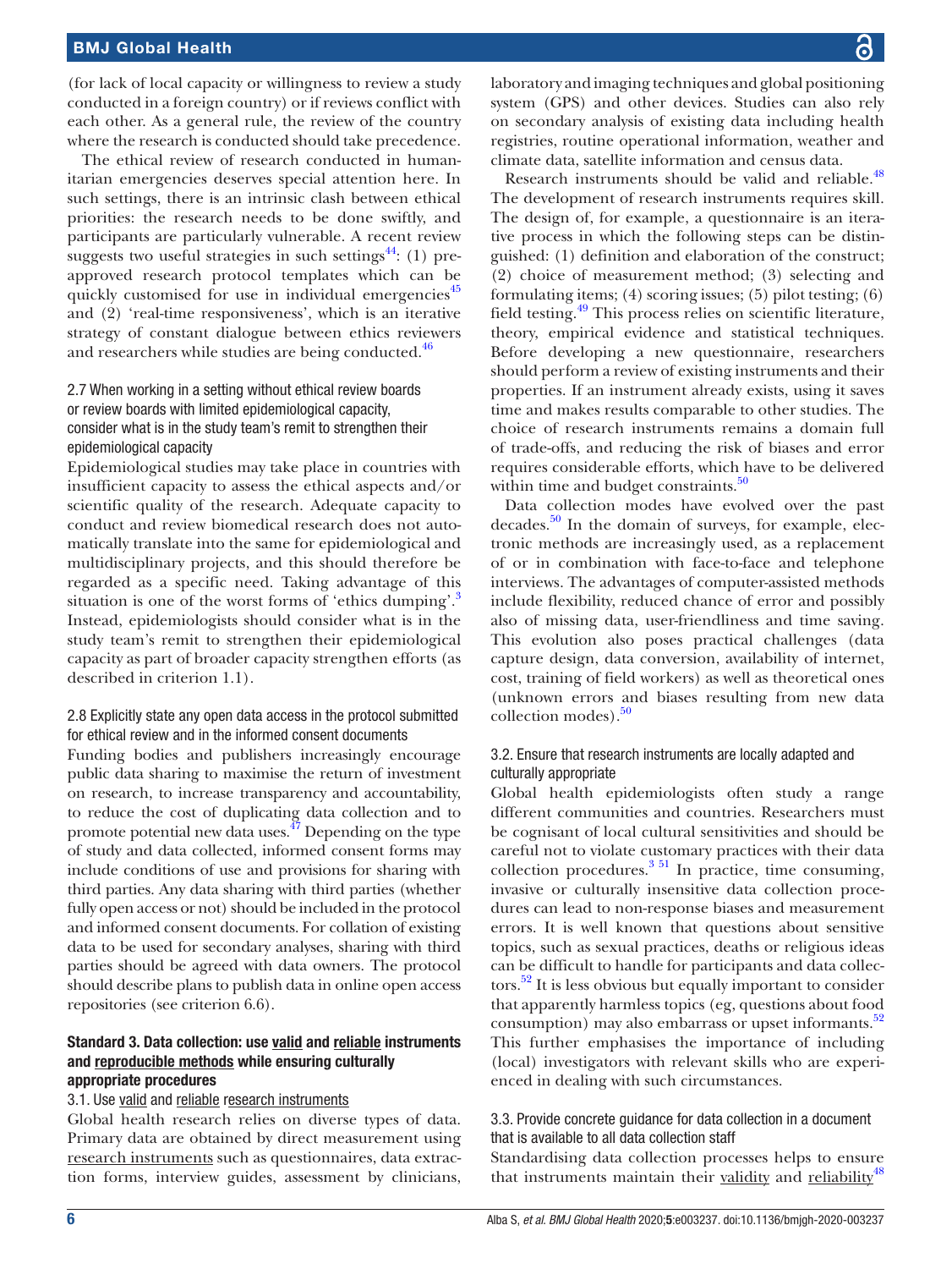(for lack of local capacity or willingness to review a study conducted in a foreign country) or if reviews conflict with each other. As a general rule, the review of the country where the research is conducted should take precedence.

The ethical review of research conducted in humanitarian emergencies deserves special attention here. In such settings, there is an intrinsic clash between ethical priorities: the research needs to be done swiftly, and participants are particularly vulnerable. A recent review suggests two useful strategies in such settings[44]: (1) pre-approved research protocol templates which can be quickly customised for use in individual emergencies[45] and (2) 'real-time responsiveness', which is an iterative strategy of constant dialogue between ethics reviewers and researchers while studies are being conducted.[46]

#### 2.7 When working in a setting without ethical review boards or review boards with limited epidemiological capacity, consider what is in the study team's remit to strengthen their epidemiological capacity

Epidemiological studies may take place in countries with insufficient capacity to assess the ethical aspects and/or scientific quality of the research. Adequate capacity to conduct and review biomedical research does not automatically translate into the same for epidemiological and multidisciplinary projects, and this should therefore be regarded as a specific need. Taking advantage of this situation is one of the worst forms of 'ethics dumping'.[3] Instead, epidemiologists should consider what is in the study team's remit to strengthen their epidemiological capacity as part of broader capacity strengthen efforts (as described in criterion 1.1).

#### 2.8 Explicitly state any open data access in the protocol submitted for ethical review and in the informed consent documents

Funding bodies and publishers increasingly encourage public data sharing to maximise the return of investment on research, to increase transparency and accountability, to reduce the cost of duplicating data collection and to promote potential new data uses.[47] Depending on the type of study and data collected, informed consent forms may include conditions of use and provisions for sharing with third parties. Any data sharing with third parties (whether fully open access or not) should be included in the protocol and informed consent documents. For collation of existing data to be used for secondary analyses, sharing with third parties should be agreed with data owners. The protocol should describe plans to publish data in online open access repositories (see criterion 6.6).

### Standard 3. Data collection: use valid and reliable instruments and reproducible methods while ensuring culturally appropriate procedures

#### 3.1. Use valid and reliable research instruments

Global health research relies on diverse types of data. Primary data are obtained by direct measurement using research instruments such as questionnaires, data extraction forms, interview guides, assessment by clinicians, laboratory and imaging techniques and global positioning system (GPS) and other devices. Studies can also rely on secondary analysis of existing data including health registries, routine operational information, weather and climate data, satellite information and census data.

Research instruments should be valid and reliable.[48] The development of research instruments requires skill. The design of, for example, a questionnaire is an iterative process in which the following steps can be distinguished: (1) definition and elaboration of the construct; (2) choice of measurement method; (3) selecting and formulating items; (4) scoring issues; (5) pilot testing; (6) field testing.[49] This process relies on scientific literature, theory, empirical evidence and statistical techniques. Before developing a new questionnaire, researchers should perform a review of existing instruments and their properties. If an instrument already exists, using it saves time and makes results comparable to other studies. The choice of research instruments remains a domain full of trade-offs, and reducing the risk of biases and error requires considerable efforts, which have to be delivered within time and budget constraints.[50]

Data collection modes have evolved over the past decades.[50] In the domain of surveys, for example, electronic methods are increasingly used, as a replacement of or in combination with face-to-face and telephone interviews. The advantages of computer-assisted methods include flexibility, reduced chance of error and possibly also of missing data, user-friendliness and time saving. This evolution also poses practical challenges (data capture design, data conversion, availability of internet, cost, training of field workers) as well as theoretical ones (unknown errors and biases resulting from new data collection modes).[50]

#### 3.2. Ensure that research instruments are locally adapted and culturally appropriate

Global health epidemiologists often study a range different communities and countries. Researchers must be cognisant of local cultural sensitivities and should be careful not to violate customary practices with their data collection procedures.[3,51] In practice, time consuming, invasive or culturally insensitive data collection procedures can lead to non-response biases and measurement errors. It is well known that questions about sensitive topics, such as sexual practices, deaths or religious ideas can be difficult to handle for participants and data collectors.[52] It is less obvious but equally important to consider that apparently harmless topics (eg, questions about food consumption) may also embarrass or upset informants.[52] This further emphasises the importance of including (local) investigators with relevant skills who are experienced in dealing with such circumstances.

#### 3.3. Provide concrete guidance for data collection in a document that is available to all data collection staff

Standardising data collection processes helps to ensure that instruments maintain their validity and reliability[48]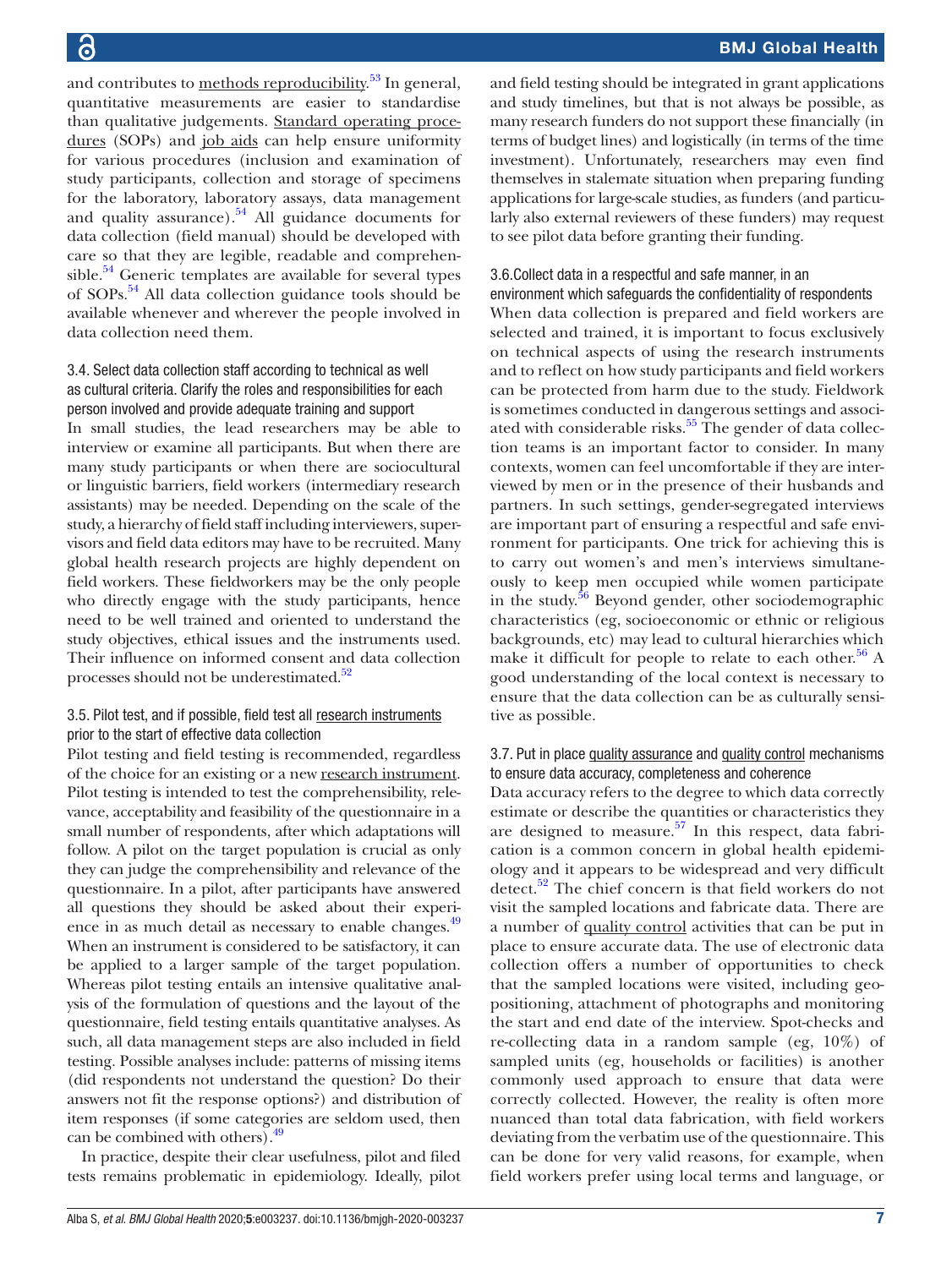and contributes to methods reproducibility.[53] In general, quantitative measurements are easier to standardise than qualitative judgements. Standard operating procedures (SOPs) and job aids can help ensure uniformity for various procedures (inclusion and examination of study participants, collection and storage of specimens for the laboratory, laboratory assays, data management and quality assurance).[54] All guidance documents for data collection (field manual) should be developed with care so that they are legible, readable and comprehensible.[54] Generic templates are available for several types of SOPs.[54] All data collection guidance tools should be available whenever and wherever the people involved in data collection need them.

### 3.4. Select data collection staff according to technical as well as cultural criteria. Clarify the roles and responsibilities for each person involved and provide adequate training and support

In small studies, the lead researchers may be able to interview or examine all participants. But when there are many study participants or when there are sociocultural or linguistic barriers, field workers (intermediary research assistants) may be needed. Depending on the scale of the study, a hierarchy of field staff including interviewers, supervisors and field data editors may have to be recruited. Many global health research projects are highly dependent on field workers. These fieldworkers may be the only people who directly engage with the study participants, hence need to be well trained and oriented to understand the study objectives, ethical issues and the instruments used. Their influence on informed consent and data collection processes should not be underestimated.[52]

### 3.5. Pilot test, and if possible, field test all research instruments prior to the start of effective data collection

Pilot testing and field testing is recommended, regardless of the choice for an existing or a new research instrument. Pilot testing is intended to test the comprehensibility, relevance, acceptability and feasibility of the questionnaire in a small number of respondents, after which adaptations will follow. A pilot on the target population is crucial as only they can judge the comprehensibility and relevance of the questionnaire. In a pilot, after participants have answered all questions they should be asked about their experience in as much detail as necessary to enable changes.[49] When an instrument is considered to be satisfactory, it can be applied to a larger sample of the target population. Whereas pilot testing entails an intensive qualitative analysis of the formulation of questions and the layout of the questionnaire, field testing entails quantitative analyses. As such, all data management steps are also included in field testing. Possible analyses include: patterns of missing items (did respondents not understand the question? Do their answers not fit the response options?) and distribution of item responses (if some categories are seldom used, then can be combined with others).[49]

In practice, despite their clear usefulness, pilot and filed tests remains problematic in epidemiology. Ideally, pilot and field testing should be integrated in grant applications and study timelines, but that is not always be possible, as many research funders do not support these financially (in terms of budget lines) and logistically (in terms of the time investment). Unfortunately, researchers may even find themselves in stalemate situation when preparing funding applications for large-scale studies, as funders (and particularly also external reviewers of these funders) may request to see pilot data before granting their funding.

### 3.6.Collect data in a respectful and safe manner, in an environment which safeguards the confidentiality of respondents

When data collection is prepared and field workers are selected and trained, it is important to focus exclusively on technical aspects of using the research instruments and to reflect on how study participants and field workers can be protected from harm due to the study. Fieldwork is sometimes conducted in dangerous settings and associated with considerable risks.[55] The gender of data collection teams is an important factor to consider. In many contexts, women can feel uncomfortable if they are interviewed by men or in the presence of their husbands and partners. In such settings, gender-segregated interviews are important part of ensuring a respectful and safe environment for participants. One trick for achieving this is to carry out women's and men's interviews simultaneously to keep men occupied while women participate in the study.[56] Beyond gender, other sociodemographic characteristics (eg, socioeconomic or ethnic or religious backgrounds, etc) may lead to cultural hierarchies which make it difficult for people to relate to each other.[56] A good understanding of the local context is necessary to ensure that the data collection can be as culturally sensitive as possible.

### 3.7. Put in place quality assurance and quality control mechanisms to ensure data accuracy, completeness and coherence

Data accuracy refers to the degree to which data correctly estimate or describe the quantities or characteristics they are designed to measure.[57] In this respect, data fabrication is a common concern in global health epidemiology and it appears to be widespread and very difficult detect.[52] The chief concern is that field workers do not visit the sampled locations and fabricate data. There are a number of quality control activities that can be put in place to ensure accurate data. The use of electronic data collection offers a number of opportunities to check that the sampled locations were visited, including geopositioning, attachment of photographs and monitoring the start and end date of the interview. Spot-checks and re-collecting data in a random sample (eg, 10%) of sampled units (eg, households or facilities) is another commonly used approach to ensure that data were correctly collected. However, the reality is often more nuanced than total data fabrication, with field workers deviating from the verbatim use of the questionnaire. This can be done for very valid reasons, for example, when field workers prefer using local terms and language, or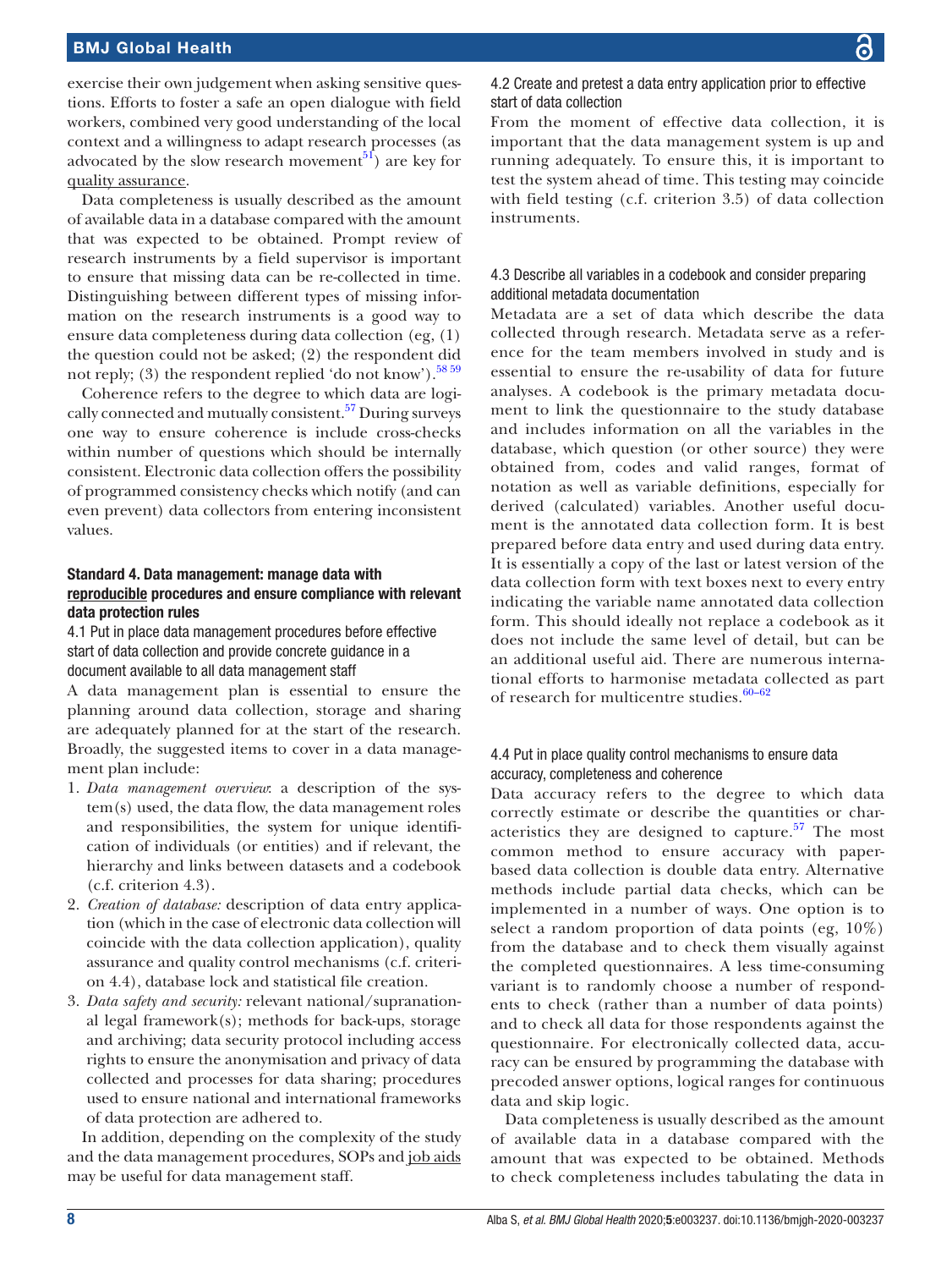exercise their own judgement when asking sensitive questions. Efforts to foster a safe an open dialogue with field workers, combined very good understanding of the local context and a willingness to adapt research processes (as advocated by the slow research movement[51]) are key for quality assurance.

Data completeness is usually described as the amount of available data in a database compared with the amount that was expected to be obtained. Prompt review of research instruments by a field supervisor is important to ensure that missing data can be re-collected in time. Distinguishing between different types of missing information on the research instruments is a good way to ensure data completeness during data collection (eg, (1) the question could not be asked; (2) the respondent did not reply; (3) the respondent replied 'do not know').[58 59]

Coherence refers to the degree to which data are logically connected and mutually consistent.[57] During surveys one way to ensure coherence is include cross-checks within number of questions which should be internally consistent. Electronic data collection offers the possibility of programmed consistency checks which notify (and can even prevent) data collectors from entering inconsistent values.

### Standard 4. Data management: manage data with reproducible procedures and ensure compliance with relevant data protection rules

#### 4.1 Put in place data management procedures before effective start of data collection and provide concrete guidance in a document available to all data management staff

A data management plan is essential to ensure the planning around data collection, storage and sharing are adequately planned for at the start of the research. Broadly, the suggested items to cover in a data management plan include:

1. *Data management overview*: a description of the system(s) used, the data flow, the data management roles and responsibilities, the system for unique identification of individuals (or entities) and if relevant, the hierarchy and links between datasets and a codebook (c.f. criterion 4.3).
2. *Creation of database:* description of data entry application (which in the case of electronic data collection will coincide with the data collection application), quality assurance and quality control mechanisms (c.f. criterion 4.4), database lock and statistical file creation.
3. *Data safety and security:* relevant national/supranational legal framework(s); methods for back-ups, storage and archiving; data security protocol including access rights to ensure the anonymisation and privacy of data collected and processes for data sharing; procedures used to ensure national and international frameworks of data protection are adhered to.

In addition, depending on the complexity of the study and the data management procedures, SOPs and job aids may be useful for data management staff.

#### 4.2 Create and pretest a data entry application prior to effective start of data collection

From the moment of effective data collection, it is important that the data management system is up and running adequately. To ensure this, it is important to test the system ahead of time. This testing may coincide with field testing (c.f. criterion 3.5) of data collection instruments.

#### 4.3 Describe all variables in a codebook and consider preparing additional metadata documentation

Metadata are a set of data which describe the data collected through research. Metadata serve as a reference for the team members involved in study and is essential to ensure the re-usability of data for future analyses. A codebook is the primary metadata document to link the questionnaire to the study database and includes information on all the variables in the database, which question (or other source) they were obtained from, codes and valid ranges, format of notation as well as variable definitions, especially for derived (calculated) variables. Another useful document is the annotated data collection form. It is best prepared before data entry and used during data entry. It is essentially a copy of the last or latest version of the data collection form with text boxes next to every entry indicating the variable name annotated data collection form. This should ideally not replace a codebook as it does not include the same level of detail, but can be an additional useful aid. There are numerous international efforts to harmonise metadata collected as part of research for multicentre studies.[60–62]

#### 4.4 Put in place quality control mechanisms to ensure data accuracy, completeness and coherence

Data accuracy refers to the degree to which data correctly estimate or describe the quantities or characteristics they are designed to capture.[57] The most common method to ensure accuracy with paper-based data collection is double data entry. Alternative methods include partial data checks, which can be implemented in a number of ways. One option is to select a random proportion of data points (eg, 10%) from the database and to check them visually against the completed questionnaires. A less time-consuming variant is to randomly choose a number of respondents to check (rather than a number of data points) and to check all data for those respondents against the questionnaire. For electronically collected data, accuracy can be ensured by programming the database with precoded answer options, logical ranges for continuous data and skip logic.

Data completeness is usually described as the amount of available data in a database compared with the amount that was expected to be obtained. Methods to check completeness includes tabulating the data in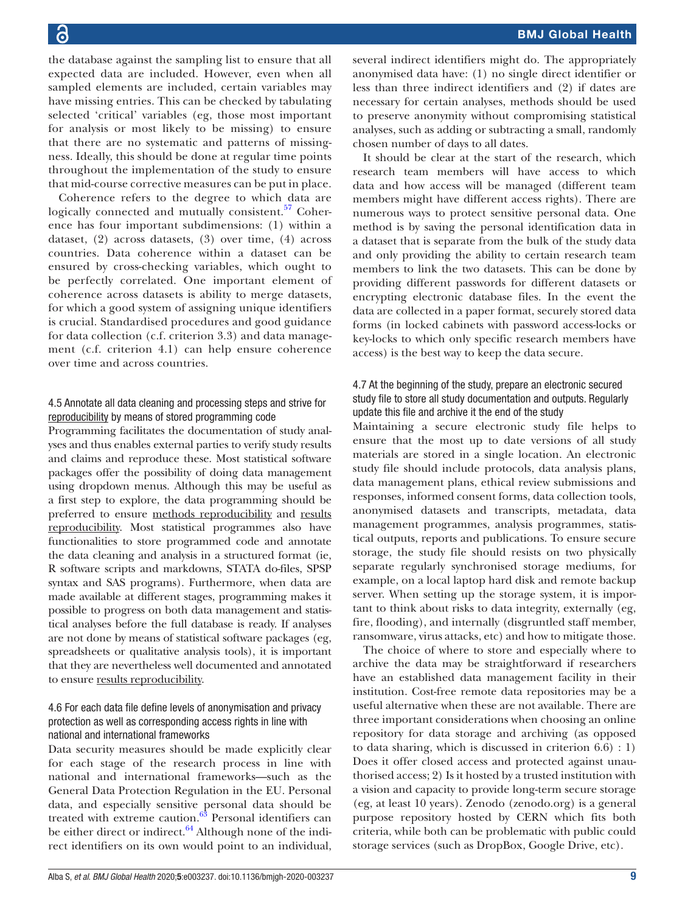the database against the sampling list to ensure that all expected data are included. However, even when all sampled elements are included, certain variables may have missing entries. This can be checked by tabulating selected 'critical' variables (eg, those most important for analysis or most likely to be missing) to ensure that there are no systematic and patterns of missingness. Ideally, this should be done at regular time points throughout the implementation of the study to ensure that mid-course corrective measures can be put in place.

Coherence refers to the degree to which data are logically connected and mutually consistent.[57] Coherence has four important subdimensions: (1) within a dataset, (2) across datasets, (3) over time, (4) across countries. Data coherence within a dataset can be ensured by cross-checking variables, which ought to be perfectly correlated. One important element of coherence across datasets is ability to merge datasets, for which a good system of assigning unique identifiers is crucial. Standardised procedures and good guidance for data collection (c.f. criterion 3.3) and data management (c.f. criterion 4.1) can help ensure coherence over time and across countries.

#### 4.5 Annotate all data cleaning and processing steps and strive for reproducibility by means of stored programming code

Programming facilitates the documentation of study analyses and thus enables external parties to verify study results and claims and reproduce these. Most statistical software packages offer the possibility of doing data management using dropdown menus. Although this may be useful as a first step to explore, the data programming should be preferred to ensure methods reproducibility and results reproducibility. Most statistical programmes also have functionalities to store programmed code and annotate the data cleaning and analysis in a structured format (ie, R software scripts and markdowns, STATA do-files, SPSP syntax and SAS programs). Furthermore, when data are made available at different stages, programming makes it possible to progress on both data management and statistical analyses before the full database is ready. If analyses are not done by means of statistical software packages (eg, spreadsheets or qualitative analysis tools), it is important that they are nevertheless well documented and annotated to ensure results reproducibility.

#### 4.6 For each data file define levels of anonymisation and privacy protection as well as corresponding access rights in line with national and international frameworks

Data security measures should be made explicitly clear for each stage of the research process in line with national and international frameworks—such as the General Data Protection Regulation in the EU. Personal data, and especially sensitive personal data should be treated with extreme caution.[63] Personal identifiers can be either direct or indirect.[64] Although none of the indirect identifiers on its own would point to an individual, several indirect identifiers might do. The appropriately anonymised data have: (1) no single direct identifier or less than three indirect identifiers and (2) if dates are necessary for certain analyses, methods should be used to preserve anonymity without compromising statistical analyses, such as adding or subtracting a small, randomly chosen number of days to all dates.

It should be clear at the start of the research, which research team members will have access to which data and how access will be managed (different team members might have different access rights). There are numerous ways to protect sensitive personal data. One method is by saving the personal identification data in a dataset that is separate from the bulk of the study data and only providing the ability to certain research team members to link the two datasets. This can be done by providing different passwords for different datasets or encrypting electronic database files. In the event the data are collected in a paper format, securely stored data forms (in locked cabinets with password access-locks or key-locks to which only specific research members have access) is the best way to keep the data secure.

#### 4.7 At the beginning of the study, prepare an electronic secured study file to store all study documentation and outputs. Regularly update this file and archive it the end of the study

Maintaining a secure electronic study file helps to ensure that the most up to date versions of all study materials are stored in a single location. An electronic study file should include protocols, data analysis plans, data management plans, ethical review submissions and responses, informed consent forms, data collection tools, anonymised datasets and transcripts, metadata, data management programmes, analysis programmes, statistical outputs, reports and publications. To ensure secure storage, the study file should resists on two physically separate regularly synchronised storage mediums, for example, on a local laptop hard disk and remote backup server. When setting up the storage system, it is important to think about risks to data integrity, externally (eg, fire, flooding), and internally (disgruntled staff member, ransomware, virus attacks, etc) and how to mitigate those.

The choice of where to store and especially where to archive the data may be straightforward if researchers have an established data management facility in their institution. Cost-free remote data repositories may be a useful alternative when these are not available. There are three important considerations when choosing an online repository for data storage and archiving (as opposed to data sharing, which is discussed in criterion 6.6) : 1) Does it offer closed access and protected against unauthorised access; 2) Is it hosted by a trusted institution with a vision and capacity to provide long-term secure storage (eg, at least 10 years). Zenodo (zenodo.org) is a general purpose repository hosted by CERN which fits both criteria, while both can be problematic with public could storage services (such as DropBox, Google Drive, etc).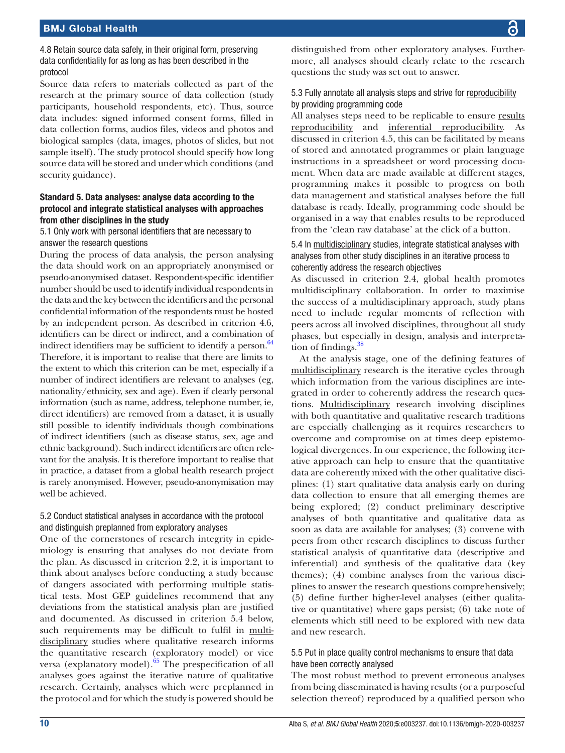4.8 Retain source data safely, in their original form, preserving data confidentiality for as long as has been described in the protocol

Source data refers to materials collected as part of the research at the primary source of data collection (study participants, household respondents, etc). Thus, source data includes: signed informed consent forms, filled in data collection forms, audios files, videos and photos and biological samples (data, images, photos of slides, but not sample itself). The study protocol should specify how long source data will be stored and under which conditions (and security guidance).

### Standard 5. Data analyses: analyse data according to the protocol and integrate statistical analyses with approaches from other disciplines in the study

5.1 Only work with personal identifiers that are necessary to answer the research questions

During the process of data analysis, the person analysing the data should work on an appropriately anonymised or pseudo-anonymised dataset. Respondent-specific identifier number should be used to identify individual respondents in the data and the key between the identifiers and the personal confidential information of the respondents must be hosted by an independent person. As described in criterion 4.6, identifiers can be direct or indirect, and a combination of indirect identifiers may be sufficient to identify a person.[64] Therefore, it is important to realise that there are limits to the extent to which this criterion can be met, especially if a number of indirect identifiers are relevant to analyses (eg, nationality/ethnicity, sex and age). Even if clearly personal information (such as name, address, telephone number, ie, direct identifiers) are removed from a dataset, it is usually still possible to identify individuals though combinations of indirect identifiers (such as disease status, sex, age and ethnic background). Such indirect identifiers are often relevant for the analysis. It is therefore important to realise that in practice, a dataset from a global health research project is rarely anonymised. However, pseudo-anonymisation may well be achieved.

5.2 Conduct statistical analyses in accordance with the protocol and distinguish preplanned from exploratory analyses

One of the cornerstones of research integrity in epidemiology is ensuring that analyses do not deviate from the plan. As discussed in criterion 2.2, it is important to think about analyses before conducting a study because of dangers associated with performing multiple statistical tests. Most GEP guidelines recommend that any deviations from the statistical analysis plan are justified and documented. As discussed in criterion 5.4 below, such requirements may be difficult to fulfil in multidisciplinary studies where qualitative research informs the quantitative research (exploratory model) or vice versa (explanatory model).[65] The prespecification of all analyses goes against the iterative nature of qualitative research. Certainly, analyses which were preplanned in the protocol and for which the study is powered should be distinguished from other exploratory analyses. Furthermore, all analyses should clearly relate to the research questions the study was set out to answer.

5.3 Fully annotate all analysis steps and strive for reproducibility by providing programming code

All analyses steps need to be replicable to ensure results reproducibility and inferential reproducibility. As discussed in criterion 4.5, this can be facilitated by means of stored and annotated programmes or plain language instructions in a spreadsheet or word processing document. When data are made available at different stages, programming makes it possible to progress on both data management and statistical analyses before the full database is ready. Ideally, programming code should be organised in a way that enables results to be reproduced from the 'clean raw database' at the click of a button.

5.4 In multidisciplinary studies, integrate statistical analyses with analyses from other study disciplines in an iterative process to coherently address the research objectives

As discussed in criterion 2.4, global health promotes multidisciplinary collaboration. In order to maximise the success of a multidisciplinary approach, study plans need to include regular moments of reflection with peers across all involved disciplines, throughout all study phases, but especially in design, analysis and interpretation of findings.[38]

At the analysis stage, one of the defining features of multidisciplinary research is the iterative cycles through which information from the various disciplines are integrated in order to coherently address the research questions. Multidisciplinary research involving disciplines with both quantitative and qualitative research traditions are especially challenging as it requires researchers to overcome and compromise on at times deep epistemological divergences. In our experience, the following iterative approach can help to ensure that the quantitative data are coherently mixed with the other qualitative disciplines: (1) start qualitative data analysis early on during data collection to ensure that all emerging themes are being explored; (2) conduct preliminary descriptive analyses of both quantitative and qualitative data as soon as data are available for analyses; (3) convene with peers from other research disciplines to discuss further statistical analysis of quantitative data (descriptive and inferential) and synthesis of the qualitative data (key themes); (4) combine analyses from the various disciplines to answer the research questions comprehensively; (5) define further higher-level analyses (either qualitative or quantitative) where gaps persist; (6) take note of elements which still need to be explored with new data and new research.

5.5 Put in place quality control mechanisms to ensure that data have been correctly analysed

The most robust method to prevent erroneous analyses from being disseminated is having results (or a purposeful selection thereof) reproduced by a qualified person who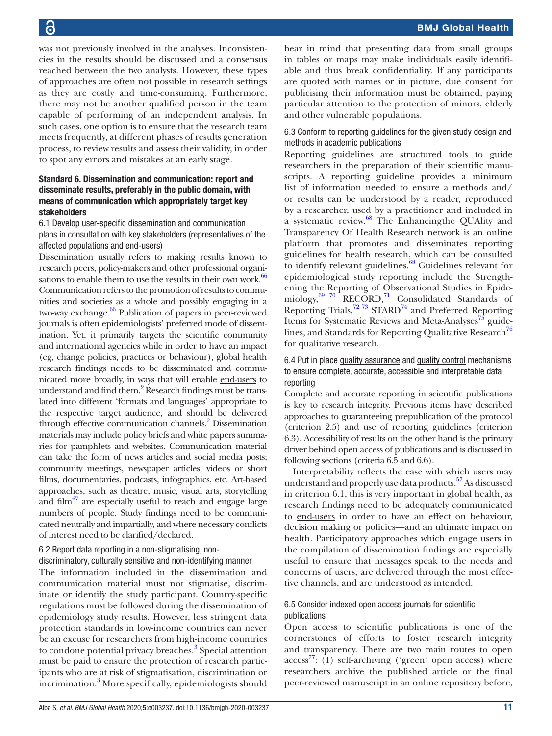was not previously involved in the analyses. Inconsistencies in the results should be discussed and a consensus reached between the two analysts. However, these types of approaches are often not possible in research settings as they are costly and time-consuming. Furthermore, there may not be another qualified person in the team capable of performing of an independent analysis. In such cases, one option is to ensure that the research team meets frequently, at different phases of results generation process, to review results and assess their validity, in order to spot any errors and mistakes at an early stage.

### Standard 6. Dissemination and communication: report and disseminate results, preferably in the public domain, with means of communication which appropriately target key stakeholders

#### 6.1 Develop user-specific dissemination and communication plans in consultation with key stakeholders (representatives of the affected populations and end-users)

Dissemination usually refers to making results known to research peers, policy-makers and other professional organisations to enable them to use the results in their own work.[66] Communication refers to the promotion of results to communities and societies as a whole and possibly engaging in a two-way exchange.[66] Publication of papers in peer-reviewed journals is often epidemiologists' preferred mode of dissemination. Yet, it primarily targets the scientific community and international agencies while in order to have an impact (eg, change policies, practices or behaviour), global health research findings needs to be disseminated and communicated more broadly, in ways that will enable end-users to understand and find them.[2] Research findings must be translated into different 'formats and languages' appropriate to the respective target audience, and should be delivered through effective communication channels.[2] Dissemination materials may include policy briefs and white papers summaries for pamphlets and websites. Communication material can take the form of news articles and social media posts; community meetings, newspaper articles, videos or short films, documentaries, podcasts, infographics, etc. Art-based approaches, such as theatre, music, visual arts, storytelling and film[67] are especially useful to reach and engage large numbers of people. Study findings need to be communicated neutrally and impartially, and where necessary conflicts of interest need to be clarified/declared.

#### 6.2 Report data reporting in a non-stigmatising, non-discriminatory, culturally sensitive and non-identifying manner

The information included in the dissemination and communication material must not stigmatise, discriminate or identify the study participant. Country-specific regulations must be followed during the dissemination of epidemiology study results. However, less stringent data protection standards in low-income countries can never be an excuse for researchers from high-income countries to condone potential privacy breaches.[3] Special attention must be paid to ensure the protection of research participants who are at risk of stigmatisation, discrimination or incrimination.[3] More specifically, epidemiologists should bear in mind that presenting data from small groups in tables or maps may make individuals easily identifiable and thus break confidentiality. If any participants are quoted with names or in picture, due consent for publicising their information must be obtained, paying particular attention to the protection of minors, elderly and other vulnerable populations.

#### 6.3 Conform to reporting guidelines for the given study design and methods in academic publications

Reporting guidelines are structured tools to guide researchers in the preparation of their scientific manuscripts. A reporting guideline provides a minimum list of information needed to ensure a methods and/or results can be understood by a reader, reproduced by a researcher, used by a practitioner and included in a systematic review.[68] The Enhancingthe QUAlity and Transparency Of Health Research network is an online platform that promotes and disseminates reporting guidelines for health research, which can be consulted to identify relevant guidelines.[68] Guidelines relevant for epidemiological study reporting include the Strengthening the Reporting of Observational Studies in Epidemiology,[69 70] RECORD,[71] Consolidated Standards of Reporting Trials,[72 73] STARD[74] and Preferred Reporting Items for Systematic Reviews and Meta-Analyses[75] guidelines, and Standards for Reporting Qualitative Research[76] for qualitative research.

#### 6.4 Put in place quality assurance and quality control mechanisms to ensure complete, accurate, accessible and interpretable data reporting

Complete and accurate reporting in scientific publications is key to research integrity. Previous items have described approaches to guaranteeing prepublication of the protocol (criterion 2.5) and use of reporting guidelines (criterion 6.3). Accessibility of results on the other hand is the primary driver behind open access of publications and is discussed in following sections (criteria 6.5 and 6.6).

Interpretability reflects the ease with which users may understand and properly use data products.[57] As discussed in criterion 6.1, this is very important in global health, as research findings need to be adequately communicated to end-users in order to have an effect on behaviour, decision making or policies—and an ultimate impact on health. Participatory approaches which engage users in the compilation of dissemination findings are especially useful to ensure that messages speak to the needs and concerns of users, are delivered through the most effective channels, and are understood as intended.

#### 6.5 Consider indexed open access journals for scientific publications

Open access to scientific publications is one of the cornerstones of efforts to foster research integrity and transparency. There are two main routes to open access[77]: (1) self-archiving ('green' open access) where researchers archive the published article or the final peer-reviewed manuscript in an online repository before,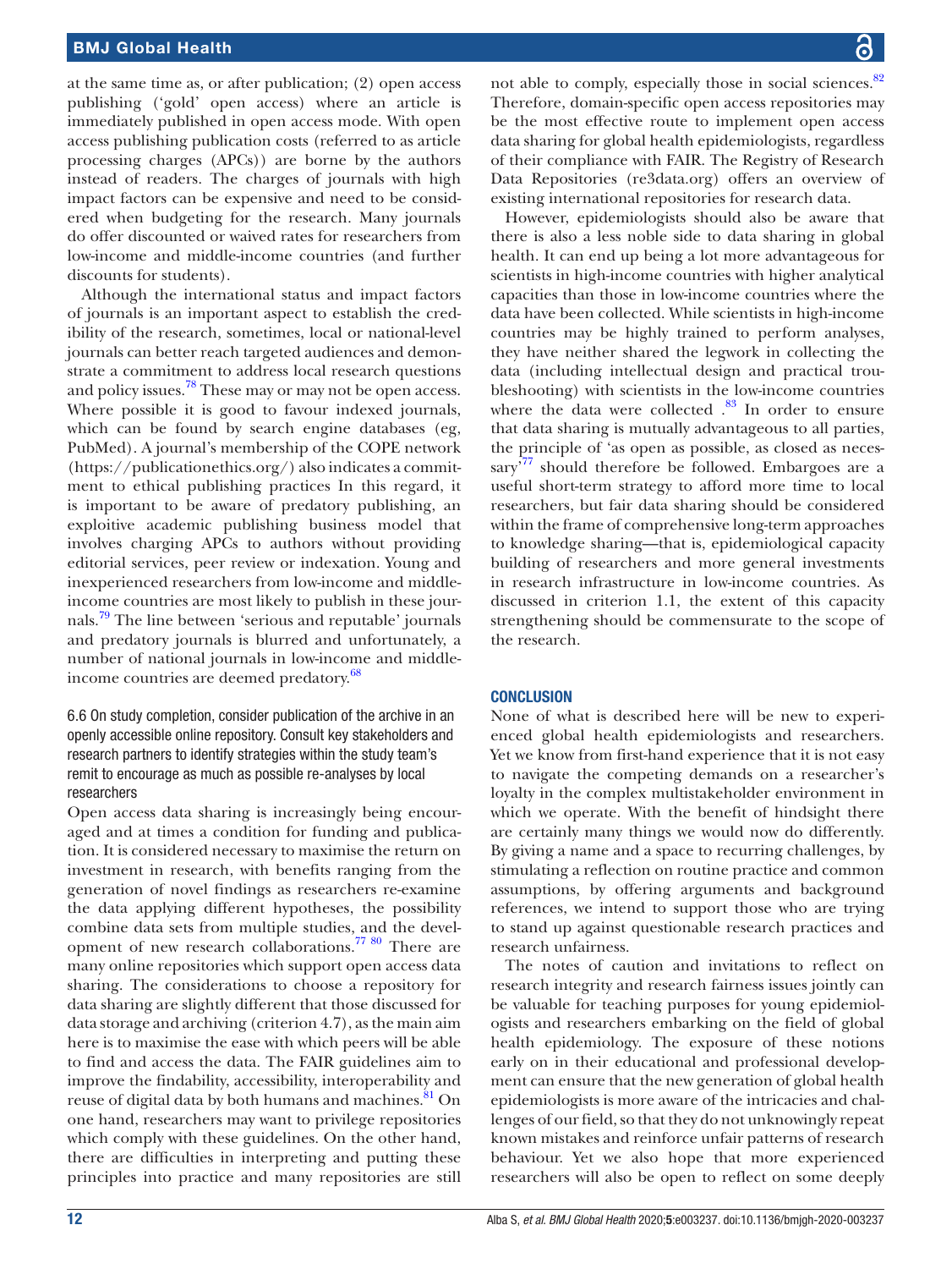at the same time as, or after publication; (2) open access publishing ('gold' open access) where an article is immediately published in open access mode. With open access publishing publication costs (referred to as article processing charges (APCs)) are borne by the authors instead of readers. The charges of journals with high impact factors can be expensive and need to be considered when budgeting for the research. Many journals do offer discounted or waived rates for researchers from low-income and middle-income countries (and further discounts for students).

Although the international status and impact factors of journals is an important aspect to establish the credibility of the research, sometimes, local or national-level journals can better reach targeted audiences and demonstrate a commitment to address local research questions and policy issues.[78] These may or may not be open access. Where possible it is good to favour indexed journals, which can be found by search engine databases (eg, PubMed). A journal's membership of the COPE network (https://publicationethics.org/) also indicates a commitment to ethical publishing practices In this regard, it is important to be aware of predatory publishing, an exploitive academic publishing business model that involves charging APCs to authors without providing editorial services, peer review or indexation. Young and inexperienced researchers from low-income and middle-income countries are most likely to publish in these journals.[79] The line between 'serious and reputable' journals and predatory journals is blurred and unfortunately, a number of national journals in low-income and middle-income countries are deemed predatory.[68]

#### 6.6 On study completion, consider publication of the archive in an openly accessible online repository. Consult key stakeholders and research partners to identify strategies within the study team's remit to encourage as much as possible re-analyses by local researchers

Open access data sharing is increasingly being encouraged and at times a condition for funding and publication. It is considered necessary to maximise the return on investment in research, with benefits ranging from the generation of novel findings as researchers re-examine the data applying different hypotheses, the possibility combine data sets from multiple studies, and the development of new research collaborations.[77,80] There are many online repositories which support open access data sharing. The considerations to choose a repository for data sharing are slightly different that those discussed for data storage and archiving (criterion 4.7), as the main aim here is to maximise the ease with which peers will be able to find and access the data. The FAIR guidelines aim to improve the findability, accessibility, interoperability and reuse of digital data by both humans and machines.[81] On one hand, researchers may want to privilege repositories which comply with these guidelines. On the other hand, there are difficulties in interpreting and putting these principles into practice and many repositories are still not able to comply, especially those in social sciences.[82] Therefore, domain-specific open access repositories may be the most effective route to implement open access data sharing for global health epidemiologists, regardless of their compliance with FAIR. The Registry of Research Data Repositories (re3data.org) offers an overview of existing international repositories for research data.

However, epidemiologists should also be aware that there is also a less noble side to data sharing in global health. It can end up being a lot more advantageous for scientists in high-income countries with higher analytical capacities than those in low-income countries where the data have been collected. While scientists in high-income countries may be highly trained to perform analyses, they have neither shared the legwork in collecting the data (including intellectual design and practical troubleshooting) with scientists in the low-income countries where the data were collected .[83] In order to ensure that data sharing is mutually advantageous to all parties, the principle of 'as open as possible, as closed as necessary'[77] should therefore be followed. Embargoes are a useful short-term strategy to afford more time to local researchers, but fair data sharing should be considered within the frame of comprehensive long-term approaches to knowledge sharing—that is, epidemiological capacity building of researchers and more general investments in research infrastructure in low-income countries. As discussed in criterion 1.1, the extent of this capacity strengthening should be commensurate to the scope of the research.

## CONCLUSION

None of what is described here will be new to experienced global health epidemiologists and researchers. Yet we know from first-hand experience that it is not easy to navigate the competing demands on a researcher's loyalty in the complex multistakeholder environment in which we operate. With the benefit of hindsight there are certainly many things we would now do differently. By giving a name and a space to recurring challenges, by stimulating a reflection on routine practice and common assumptions, by offering arguments and background references, we intend to support those who are trying to stand up against questionable research practices and research unfairness.

The notes of caution and invitations to reflect on research integrity and research fairness issues jointly can be valuable for teaching purposes for young epidemiologists and researchers embarking on the field of global health epidemiology. The exposure of these notions early on in their educational and professional development can ensure that the new generation of global health epidemiologists is more aware of the intricacies and challenges of our field, so that they do not unknowingly repeat known mistakes and reinforce unfair patterns of research behaviour. Yet we also hope that more experienced researchers will also be open to reflect on some deeply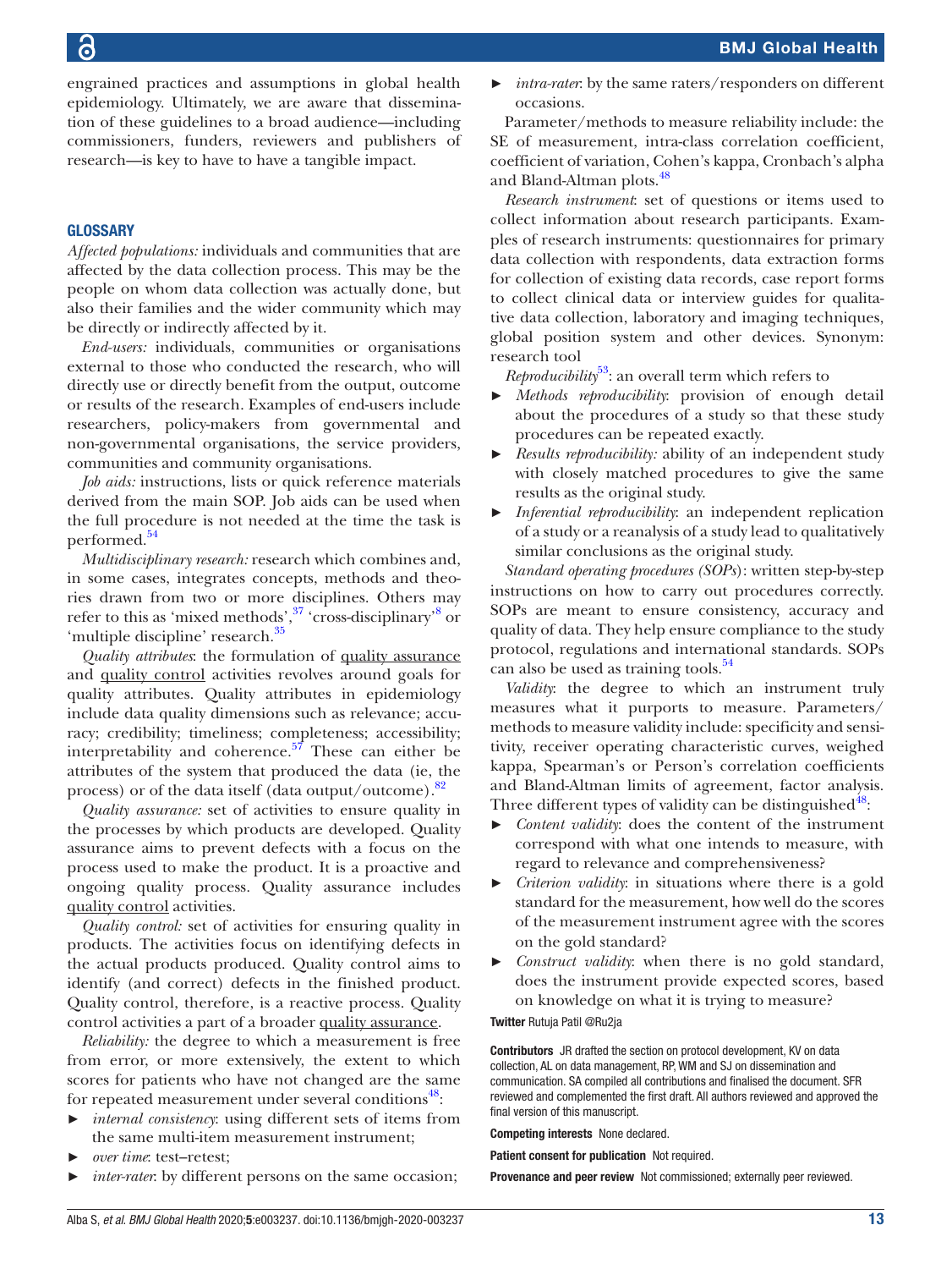engrained practices and assumptions in global health epidemiology. Ultimately, we are aware that dissemination of these guidelines to a broad audience—including commissioners, funders, reviewers and publishers of research—is key to have to have a tangible impact.

## GLOSSARY

*Affected populations:* individuals and communities that are affected by the data collection process. This may be the people on whom data collection was actually done, but also their families and the wider community which may be directly or indirectly affected by it.

*End-users:* individuals, communities or organisations external to those who conducted the research, who will directly use or directly benefit from the output, outcome or results of the research. Examples of end-users include researchers, policy-makers from governmental and non-governmental organisations, the service providers, communities and community organisations.

*Job aids:* instructions, lists or quick reference materials derived from the main SOP. Job aids can be used when the full procedure is not needed at the time the task is performed.[54]

*Multidisciplinary research:* research which combines and, in some cases, integrates concepts, methods and theories drawn from two or more disciplines. Others may refer to this as 'mixed methods',[37] 'cross-disciplinary'[8] or 'multiple discipline' research.[35]

*Quality attributes*: the formulation of quality assurance and quality control activities revolves around goals for quality attributes. Quality attributes in epidemiology include data quality dimensions such as relevance; accuracy; credibility; timeliness; completeness; accessibility; interpretability and coherence.[57] These can either be attributes of the system that produced the data (ie, the process) or of the data itself (data output/outcome).[82]

*Quality assurance:* set of activities to ensure quality in the processes by which products are developed. Quality assurance aims to prevent defects with a focus on the process used to make the product. It is a proactive and ongoing quality process. Quality assurance includes quality control activities.

*Quality control:* set of activities for ensuring quality in products. The activities focus on identifying defects in the actual products produced. Quality control aims to identify (and correct) defects in the finished product. Quality control, therefore, is a reactive process. Quality control activities a part of a broader quality assurance.

*Reliability:* the degree to which a measurement is free from error, or more extensively, the extent to which scores for patients who have not changed are the same for repeated measurement under several conditions[48]:

- *internal consistency*: using different sets of items from the same multi-item measurement instrument;
- *over time*: test–retest;
- *inter-rater*: by different persons on the same occasion;
- *intra-rater*: by the same raters/responders on different occasions.

Parameter/methods to measure reliability include: the SE of measurement, intra-class correlation coefficient, coefficient of variation, Cohen's kappa, Cronbach's alpha and Bland-Altman plots.[48]

*Research instrument*: set of questions or items used to collect information about research participants. Examples of research instruments: questionnaires for primary data collection with respondents, data extraction forms for collection of existing data records, case report forms to collect clinical data or interview guides for qualitative data collection, laboratory and imaging techniques, global position system and other devices. Synonym: research tool

*Reproducibility*[53]: an overall term which refers to

- *Methods reproducibility*: provision of enough detail about the procedures of a study so that these study procedures can be repeated exactly.
- *Results reproducibility:* ability of an independent study with closely matched procedures to give the same results as the original study.
- *Inferential reproducibility*: an independent replication of a study or a reanalysis of a study lead to qualitatively similar conclusions as the original study.

*Standard operating procedures (SOPs)*: written step-by-step instructions on how to carry out procedures correctly. SOPs are meant to ensure consistency, accuracy and quality of data. They help ensure compliance to the study protocol, regulations and international standards. SOPs can also be used as training tools.[54]

*Validity*: the degree to which an instrument truly measures what it purports to measure. Parameters/methods to measure validity include: specificity and sensitivity, receiver operating characteristic curves, weighed kappa, Spearman's or Person's correlation coefficients and Bland-Altman limits of agreement, factor analysis. Three different types of validity can be distinguished[48]:

- *Content validity*: does the content of the instrument correspond with what one intends to measure, with regard to relevance and comprehensiveness?
- *Criterion validity*: in situations where there is a gold standard for the measurement, how well do the scores of the measurement instrument agree with the scores on the gold standard?
- *Construct validity*: when there is no gold standard, does the instrument provide expected scores, based on knowledge on what it is trying to measure?

**Twitter** Rutuja Patil @Ru2ja

**Contributors** JR drafted the section on protocol development, KV on data collection, AL on data management, RP, WM and SJ on dissemination and communication. SA compiled all contributions and finalised the document. SFR reviewed and complemented the first draft. All authors reviewed and approved the final version of this manuscript.

**Competing interests** None declared.

**Patient consent for publication** Not required.

**Provenance and peer review** Not commissioned; externally peer reviewed.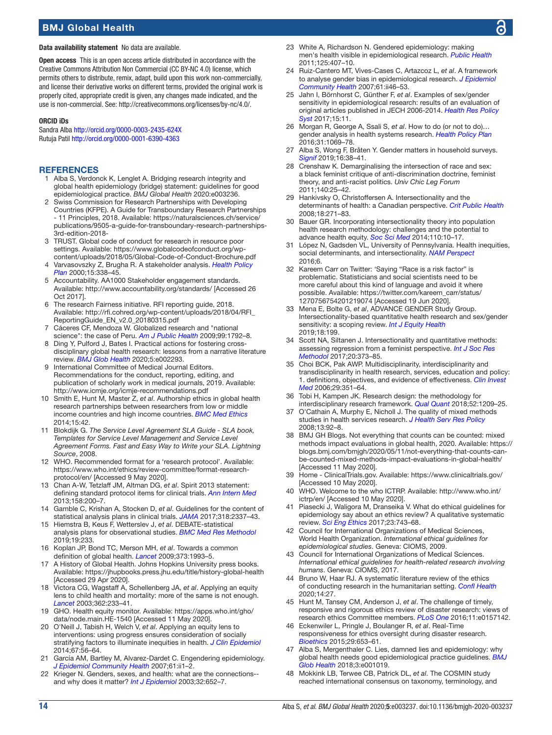**Data availability statement** No data are available.

**Open access** This is an open access article distributed in accordance with the Creative Commons Attribution Non Commercial (CC BY-NC 4.0) license, which permits others to distribute, remix, adapt, build upon this work non-commercially, and license their derivative works on different terms, provided the original work is properly cited, appropriate credit is given, any changes made indicated, and the use is non-commercial. See: http://creativecommons.org/licenses/by-nc/4.0/.

**ORCID iDs**

Sandra Alba http://orcid.org/0000-0003-2435-624X
Rutuja Patil http://orcid.org/0000-0001-6390-4363

## REFERENCES

1. Alba S, Verdonck K, Lenglet A. Bridging research integrity and global health epidemiology (bridge) statement: guidelines for good epidemiological practice. BMJ Global Health 2020:e003236.
2. Swiss Commission for Research Partnerships with Developing Countries (KFPE). A Guide for Transboundary Research Partnerships - 11 Principles, 2018. Available: https://naturalsciences.ch/service/publications/9505-a-guide-for-transboundary-research-partnerships-3rd-edition-2018-
3. TRUST. Global code of conduct for research in resource poor settings. Available: https://www.globalcodeofconduct.org/wp-content/uploads/2018/05/Global-Code-of-Conduct-Brochure.pdf
4. Varvasovszky Z, Brugha R. A stakeholder analysis. *Health Policy Plan* 2000;15:338–45.
5. Accountability. AA1000 Stakeholder engagement standards. Available: http://www.accountability.org/standards/ [Accessed 26 Oct 2017].
6. The research Fairness initiative. RFI reporting guide, 2018. Available: http://rfi.cohred.org/wp-content/uploads/2018/04/RFI_ReportingGuide_EN_v2.0_20180315.pdf
7. Cáceres CF, Mendoza W. Globalized research and "national science": the case of Peru. *Am J Public Health* 2009;99:1792–8.
8. Ding Y, Pulford J, Bates I. Practical actions for fostering cross-disciplinary global health research: lessons from a narrative literature review. *BMJ Glob Health* 2020;5:e002293.
9. International Committee of Medical Journal Editors. Recommendations for the conduct, reporting, editing, and publication of scholarly work in medical journals, 2019. Available: http://www.icmje.org/icmje-recommendations.pdf
10. Smith E, Hunt M, Master Z, *et al*. Authorship ethics in global health research partnerships between researchers from low or middle income countries and high income countries. *BMC Med Ethics* 2014;15:42.
11. Blokdijk G. *The Service Level Agreement SLA Guide - SLA book, Templates for Service Level Management and Service Level Agreement Forms. Fast and Easy Way to Write your SLA. Lightning Source*, 2008.
12. WHO. Recommended format for a 'research protocol'. Available: https://www.who.int/ethics/review-committee/format-research-protocol/en/ [Accessed 9 May 2020].
13. Chan A-W, Tetzlaff JM, Altman DG, *et al*. Spirit 2013 statement: defining standard protocol items for clinical trials. *Ann Intern Med* 2013;158:200–7.
14. Gamble C, Krishan A, Stocken D, *et al*. Guidelines for the content of statistical analysis plans in clinical trials. *JAMA* 2017;318:2337–43.
15. Hiemstra B, Keus F, Wetterslev J, *et al*. DEBATE-statistical analysis plans for observational studies. *BMC Med Res Methodol* 2019;19:233.
16. Koplan JP, Bond TC, Merson MH, *et al*. Towards a common definition of global health. *Lancet* 2009;373:1993–5.
17. A History of Global Health. Johns Hopkins University press books. Available: https://jhupbooks.press.jhu.edu/title/history-global-health [Accessed 29 Apr 2020].
18. Victora CG, Wagstaff A, Schellenberg JA, *et al*. Applying an equity lens to child health and mortality: more of the same is not enough. *Lancet* 2003;362:233–41.
19. GHO. Health equity monitor. Available: https://apps.who.int/gho/data/node.main.HE-1540 [Accessed 11 May 2020].
20. O'Neill J, Tabish H, Welch V, *et al*. Applying an equity lens to interventions: using progress ensures consideration of socially stratifying factors to illuminate inequities in health. *J Clin Epidemiol* 2014;67:56–64.
21. García AM, Bartley M, Alvarez-Dardet C. Engendering epidemiology. *J Epidemiol Community Health* 2007;61:ii1–2.
22. Krieger N. Genders, sexes, and health: what are the connections--and why does it matter? *Int J Epidemiol* 2003;32:652–7.
23. White A, Richardson N. Gendered epidemiology: making men's health visible in epidemiological research. *Public Health* 2011;125:407–10.
24. Ruiz-Cantero MT, Vives-Cases C, Artazcoz L, *et al*. A framework to analyse gender bias in epidemiological research. *J Epidemiol Community Health* 2007;61:ii46–53.
25. Jahn I, Börnhorst C, Günther F, *et al*. Examples of sex/gender sensitivity in epidemiological research: results of an evaluation of original articles published in JECH 2006-2014. *Health Res Policy Syst* 2017;15:11.
26. Morgan R, George A, Ssali S, *et al*. How to do (or not to do)… gender analysis in health systems research. *Health Policy Plan* 2016;31:1069–78.
27. Alba S, Wong F, Bråten Y. Gender matters in household surveys. *Signif* 2019;16:38–41.
28. Crenshaw K. Demarginalising the intersection of race and sex: a black feminist critique of anti-discrimination doctrine, feminist theory, and anti-racist politics. *Univ Chic Leg Forum* 2011;140:25–42.
29. Hankivsky O, Christoffersen A. Intersectionality and the determinants of health: a Canadian perspective. *Crit Public Health* 2008;18:271–83.
30. Bauer GR. Incorporating intersectionality theory into population health research methodology: challenges and the potential to advance health equity. *Soc Sci Med* 2014;110:10–17.
31. López N, Gadsden VL, University of Pennsylvania. Health inequities, social determinants, and intersectionality. *NAM Perspect* 2016;6.
32. Kareem Carr on Twitter: 'Saying "Race is a risk factor" is problematic. Statisticians and social scientists need to be more careful about this kind of language and avoid it where possible. Available: https://twitter.com/kareem_carr/status/1270756754201219074 [Accessed 19 Jun 2020].
33. Mena E, Bolte G, *et al*, ADVANCE GENDER Study Group. Intersectionality-based quantitative health research and sex/gender sensitivity: a scoping review. *Int J Equity Health* 2019;18:199.
34. Scott NA, Siltanen J. Intersectionality and quantitative methods: assessing regression from a feminist perspective. *Int J Soc Res Methodol* 2017;20:373–85.
35. Choi BCK, Pak AWP. Multidisciplinarity, interdisciplinarity and transdisciplinarity in health research, services, education and policy: 1. definitions, objectives, and evidence of effectiveness. *Clin Invest Med* 2006;29:351–64.
36. Tobi H, Kampen JK. Research design: the methodology for interdisciplinary research framework. *Qual Quant* 2018;52:1209–25.
37. O'Cathain A, Murphy E, Nicholl J. The quality of mixed methods studies in health services research. *J Health Serv Res Policy* 2008;13:92–8.
38. BMJ GH Blogs. Not everything that counts can be counted: mixed methods impact evaluations in global health, 2020. Available: https://blogs.bmj.com/bmjgh/2020/05/11/not-everything-that-counts-can-be-counted-mixed-methods-impact-evaluations-in-global-health/ [Accessed 11 May 2020].
39. Home - ClinicalTrials.gov. Available: https://www.clinicaltrials.gov/ [Accessed 10 May 2020].
40. WHO. Welcome to the who ICTRP. Available: http://www.who.int/ictrp/en/ [Accessed 10 May 2020].
41. Piasecki J, Waligora M, Dranseika V. What do ethical guidelines for epidemiology say about an ethics review? A qualitative systematic review. *Sci Eng Ethics* 2017;23:743–68.
42. Council for International Organizations of Medical Sciences, World Health Organization. *International ethical guidelines for epidemiological studies*. Geneva: CIOMS, 2009.
43. Council for International Organizations of Medical Sciences. *International ethical guidelines for health-related research involving humans*. Geneva: CIOMS, 2017.
44. Bruno W, Haar RJ. A systematic literature review of the ethics of conducting research in the humanitarian setting. *Confl Health* 2020;14:27.
45. Hunt M, Tansey CM, Anderson J, *et al*. The challenge of timely, responsive and rigorous ethics review of disaster research: views of research ethics Committee members. *PLoS One* 2016;11:e0157142.
46. Eckenwiler L, Pringle J, Boulanger R, *et al*. Real-Time responsiveness for ethics oversight during disaster research. *Bioethics* 2015;29:653–61.
47. Alba S, Mergenthaler C. Lies, damned lies and epidemiology: why global health needs good epidemiological practice guidelines. *BMJ Glob Health* 2018;3:e001019.
48. Mokkink LB, Terwee CB, Patrick DL, *et al*. The COSMIN study reached international consensus on taxonomy, terminology, and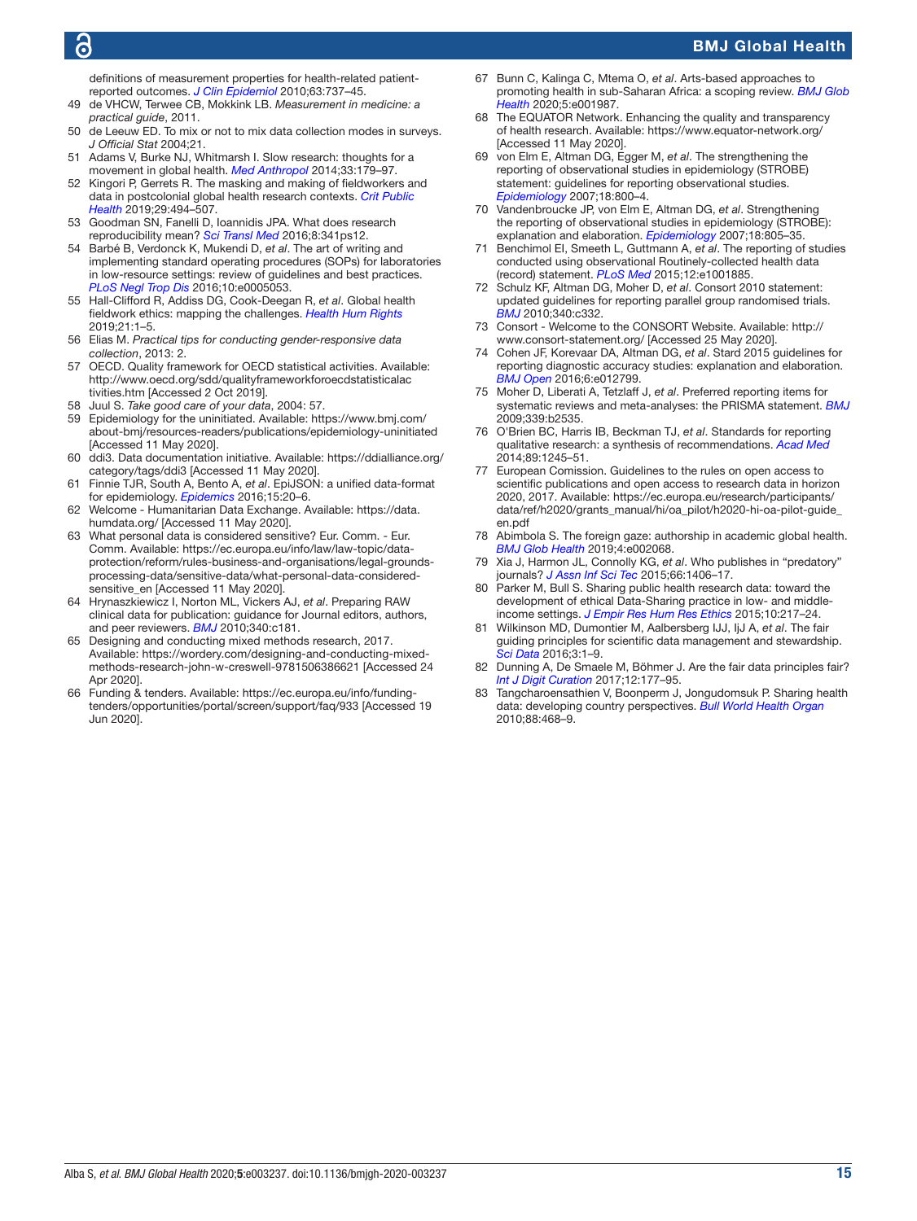definitions of measurement properties for health-related patient-reported outcomes. *J Clin Epidemiol* 2010;63:737–45.

49 de VHCW, Terwee CB, Mokkink LB. *Measurement in medicine: a practical guide*, 2011.

50 de Leeuw ED. To mix or not to mix data collection modes in surveys. *J Official Stat* 2004;21.

51 Adams V, Burke NJ, Whitmarsh I. Slow research: thoughts for a movement in global health. *Med Anthropol* 2014;33:179–97.

52 Kingori P, Gerrets R. The masking and making of fieldworkers and data in postcolonial global health research contexts. *Crit Public Health* 2019;29:494–507.

53 Goodman SN, Fanelli D, Ioannidis JPA. What does research reproducibility mean? *Sci Transl Med* 2016;8:341ps12.

54 Barbé B, Verdonck K, Mukendi D, *et al*. The art of writing and implementing standard operating procedures (SOPs) for laboratories in low-resource settings: review of guidelines and best practices. *PLoS Negl Trop Dis* 2016;10:e0005053.

55 Hall-Clifford R, Addiss DG, Cook-Deegan R, *et al*. Global health fieldwork ethics: mapping the challenges. *Health Hum Rights* 2019;21:1–5.

56 Elias M. *Practical tips for conducting gender-responsive data collection*, 2013: 2.

57 OECD. Quality framework for OECD statistical activities. Available: http://www.oecd.org/sdd/qualityframeworkforoecdstatisticalactivities.htm [Accessed 2 Oct 2019].

58 Juul S. *Take good care of your data*, 2004: 57.

59 Epidemiology for the uninitiated. Available: https://www.bmj.com/about-bmj/resources-readers/publications/epidemiology-uninitiated [Accessed 11 May 2020].

60 ddi3. Data documentation initiative. Available: https://ddialliance.org/category/tags/ddi3 [Accessed 11 May 2020].

61 Finnie TJR, South A, Bento A, *et al*. EpiJSON: a unified data-format for epidemiology. *Epidemics* 2016;15:20–6.

62 Welcome - Humanitarian Data Exchange. Available: https://data.humdata.org/ [Accessed 11 May 2020].

63 What personal data is considered sensitive? Eur. Comm. - Eur. Comm. Available: https://ec.europa.eu/info/law/law-topic/data-protection/reform/rules-business-and-organisations/legal-grounds-processing-data/sensitive-data/what-personal-data-considered-sensitive_en [Accessed 11 May 2020].

64 Hrynaszkiewicz I, Norton ML, Vickers AJ, *et al*. Preparing RAW clinical data for publication: guidance for Journal editors, authors, and peer reviewers. *BMJ* 2010;340:c181.

65 Designing and conducting mixed methods research, 2017. Available: https://wordery.com/designing-and-conducting-mixed-methods-research-john-w-creswell-9781506386621 [Accessed 24 Apr 2020].

66 Funding & tenders. Available: https://ec.europa.eu/info/funding-tenders/opportunities/portal/screen/support/faq/933 [Accessed 19 Jun 2020].

67 Bunn C, Kalinga C, Mtema O, *et al*. Arts-based approaches to promoting health in sub-Saharan Africa: a scoping review. *BMJ Glob Health* 2020;5:e001987.

68 The EQUATOR Network. Enhancing the quality and transparency of health research. Available: https://www.equator-network.org/ [Accessed 11 May 2020].

69 von Elm E, Altman DG, Egger M, *et al*. The strengthening the reporting of observational studies in epidemiology (STROBE) statement: guidelines for reporting observational studies. *Epidemiology* 2007;18:800–4.

70 Vandenbroucke JP, von Elm E, Altman DG, *et al*. Strengthening the reporting of observational studies in epidemiology (STROBE): explanation and elaboration. *Epidemiology* 2007;18:805–35.

71 Benchimol EI, Smeeth L, Guttmann A, *et al*. The reporting of studies conducted using observational Routinely-collected health data (record) statement. *PLoS Med* 2015;12:e1001885.

72 Schulz KF, Altman DG, Moher D, *et al*. Consort 2010 statement: updated guidelines for reporting parallel group randomised trials. *BMJ* 2010;340:c332.

73 Consort - Welcome to the CONSORT Website. Available: http://www.consort-statement.org/ [Accessed 25 May 2020].

74 Cohen JF, Korevaar DA, Altman DG, *et al*. Stard 2015 guidelines for reporting diagnostic accuracy studies: explanation and elaboration. *BMJ Open* 2016;6:e012799.

75 Moher D, Liberati A, Tetzlaff J, *et al*. Preferred reporting items for systematic reviews and meta-analyses: the PRISMA statement. *BMJ* 2009;339:b2535.

76 O'Brien BC, Harris IB, Beckman TJ, *et al*. Standards for reporting qualitative research: a synthesis of recommendations. *Acad Med* 2014;89:1245–51.

77 European Comission. Guidelines to the rules on open access to scientific publications and open access to research data in horizon 2020, 2017. Available: https://ec.europa.eu/research/participants/data/ref/h2020/grants_manual/hi/oa_pilot/h2020-hi-oa-pilot-guide_en.pdf

78 Abimbola S. The foreign gaze: authorship in academic global health. *BMJ Glob Health* 2019;4:e002068.

79 Xia J, Harmon JL, Connolly KG, *et al*. Who publishes in "predatory" journals? *J Assn Inf Sci Tec* 2015;66:1406–17.

80 Parker M, Bull S. Sharing public health research data: toward the development of ethical Data-Sharing practice in low- and middle-income settings. *J Empir Res Hum Res Ethics* 2015;10:217–24.

81 Wilkinson MD, Dumontier M, Aalbersberg IJJ, IjJ A, *et al*. The fair guiding principles for scientific data management and stewardship. *Sci Data* 2016;3:1–9.

82 Dunning A, De Smaele M, Böhmer J. Are the fair data principles fair? *Int J Digit Curation* 2017;12:177–95.

83 Tangcharoensathien V, Boonperm J, Jongudomsuk P. Sharing health data: developing country perspectives. *Bull World Health Organ* 2010;88:468–9.